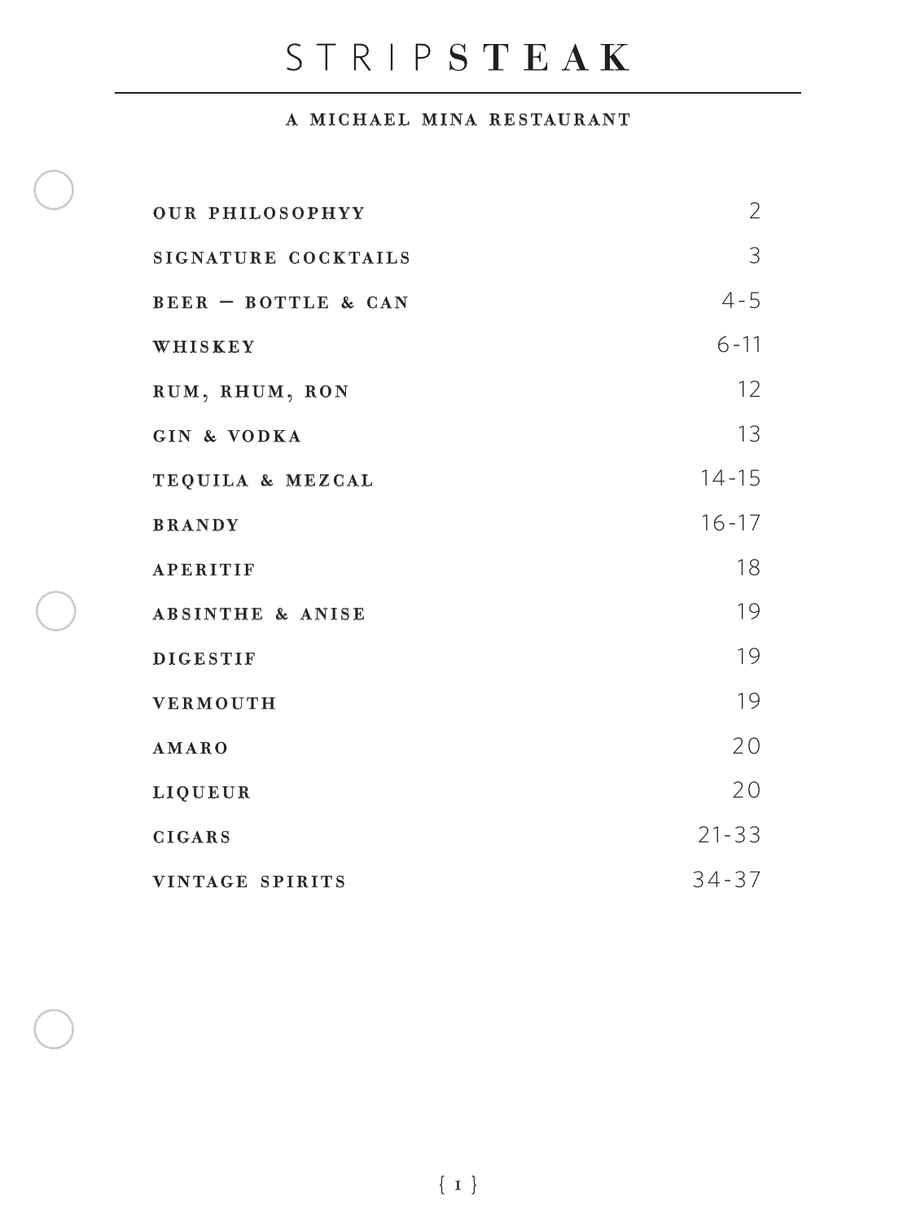# STRIPSTEAK

**A MICHAEL MINA RESTAURANT**

| | |
|---|---|
| OUR PHILOSOPHYY | 2 |
| SIGNATURE COCKTAILS | 3 |
| BEER — BOTTLE & CAN | 4-5 |
| WHISKEY | 6-11 |
| RUM, RHUM, RON | 12 |
| GIN & VODKA | 13 |
| TEQUILA & MEZCAL | 14-15 |
| BRANDY | 16-17 |
| APERITIF | 18 |
| ABSINTHE & ANISE | 19 |
| DIGESTIF | 19 |
| VERMOUTH | 19 |
| AMARO | 20 |
| LIQUEUR | 20 |
| CIGARS | 21-33 |
| VINTAGE SPIRITS | 34-37 |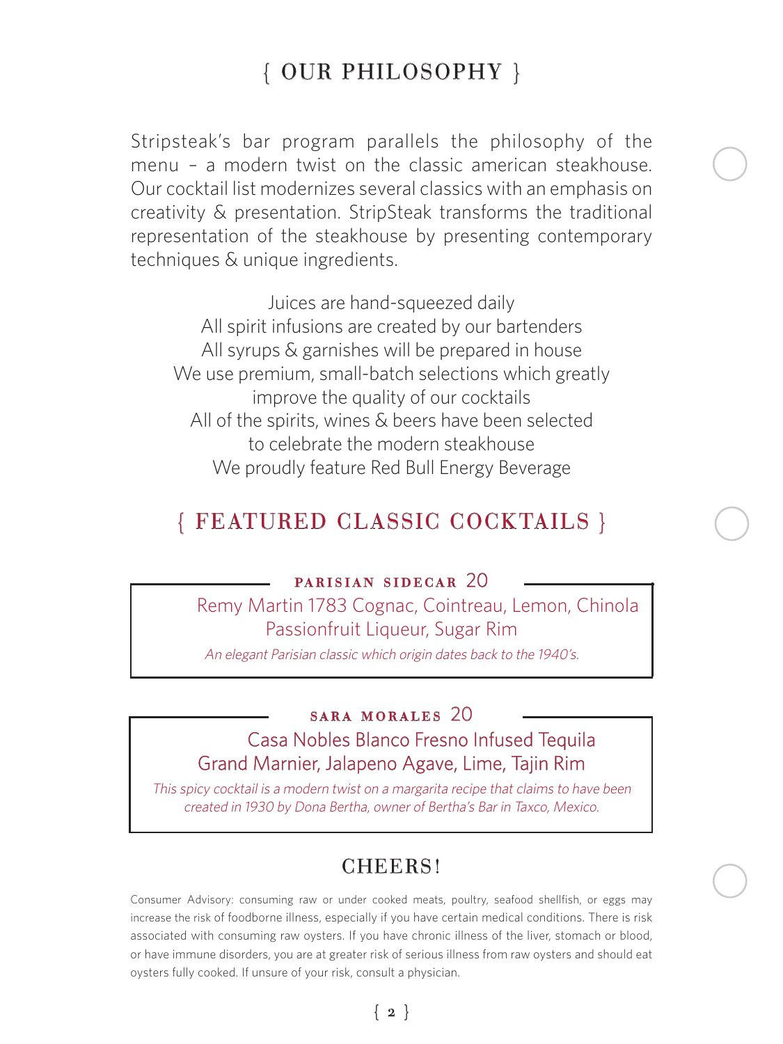# { OUR PHILOSOPHY }

Stripsteak's bar program parallels the philosophy of the menu – a modern twist on the classic american steakhouse. Our cocktail list modernizes several classics with an emphasis on creativity & presentation. StripSteak transforms the traditional representation of the steakhouse by presenting contemporary techniques & unique ingredients.

Juices are hand-squeezed daily
All spirit infusions are created by our bartenders
All syrups & garnishes will be prepared in house
We use premium, small-batch selections which greatly improve the quality of our cocktails
All of the spirits, wines & beers have been selected to celebrate the modern steakhouse
We proudly feature Red Bull Energy Beverage

## { FEATURED CLASSIC COCKTAILS }

### PARISIAN SIDECAR 20

Remy Martin 1783 Cognac, Cointreau, Lemon, Chinola Passionfruit Liqueur, Sugar Rim

*An elegant Parisian classic which origin dates back to the 1940's.*

### SARA MORALES 20

Casa Nobles Blanco Fresno Infused Tequila
Grand Marnier, Jalapeno Agave, Lime, Tajin Rim

*This spicy cocktail is a modern twist on a margarita recipe that claims to have been created in 1930 by Dona Bertha, owner of Bertha's Bar in Taxco, Mexico.*

## CHEERS!

Consumer Advisory: consuming raw or under cooked meats, poultry, seafood shellfish, or eggs may increase the risk of foodborne illness, especially if you have certain medical conditions. There is risk associated with consuming raw oysters. If you have chronic illness of the liver, stomach or blood, or have immune disorders, you are at greater risk of serious illness from raw oysters and should eat oysters fully cooked. If unsure of your risk, consult a physician.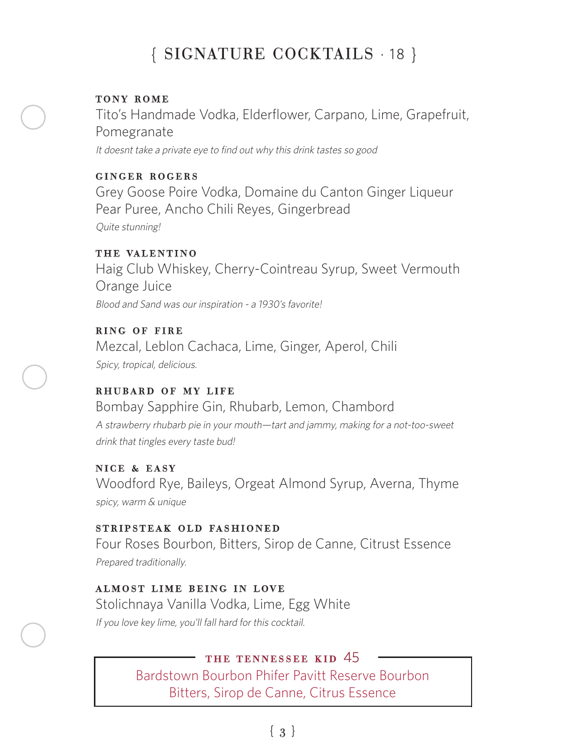# { SIGNATURE COCKTAILS · 18 }

**TONY ROME**

Tito's Handmade Vodka, Elderflower, Carpano, Lime, Grapefruit, Pomegranate

*It doesnt take a private eye to find out why this drink tastes so good*

**GINGER ROGERS**

Grey Goose Poire Vodka, Domaine du Canton Ginger Liqueur Pear Puree, Ancho Chili Reyes, Gingerbread

*Quite stunning!*

**THE VALENTINO**

Haig Club Whiskey, Cherry-Cointreau Syrup, Sweet Vermouth Orange Juice

*Blood and Sand was our inspiration - a 1930's favorite!*

**RING OF FIRE**

Mezcal, Leblon Cachaca, Lime, Ginger, Aperol, Chili

*Spicy, tropical, delicious.*

**RHUBARD OF MY LIFE**

Bombay Sapphire Gin, Rhubarb, Lemon, Chambord

*A strawberry rhubarb pie in your mouth—tart and jammy, making for a not-too-sweet drink that tingles every taste bud!*

**NICE & EASY**

Woodford Rye, Baileys, Orgeat Almond Syrup, Averna, Thyme

*spicy, warm & unique*

**STRIPSTEAK OLD FASHIONED**

Four Roses Bourbon, Bitters, Sirop de Canne, Citrust Essence

*Prepared traditionally.*

**ALMOST LIME BEING IN LOVE**

Stolichnaya Vanilla Vodka, Lime, Egg White

*If you love key lime, you'll fall hard for this cocktail.*

**THE TENNESSEE KID** 45

Bardstown Bourbon Phifer Pavitt Reserve Bourbon Bitters, Sirop de Canne, Citrus Essence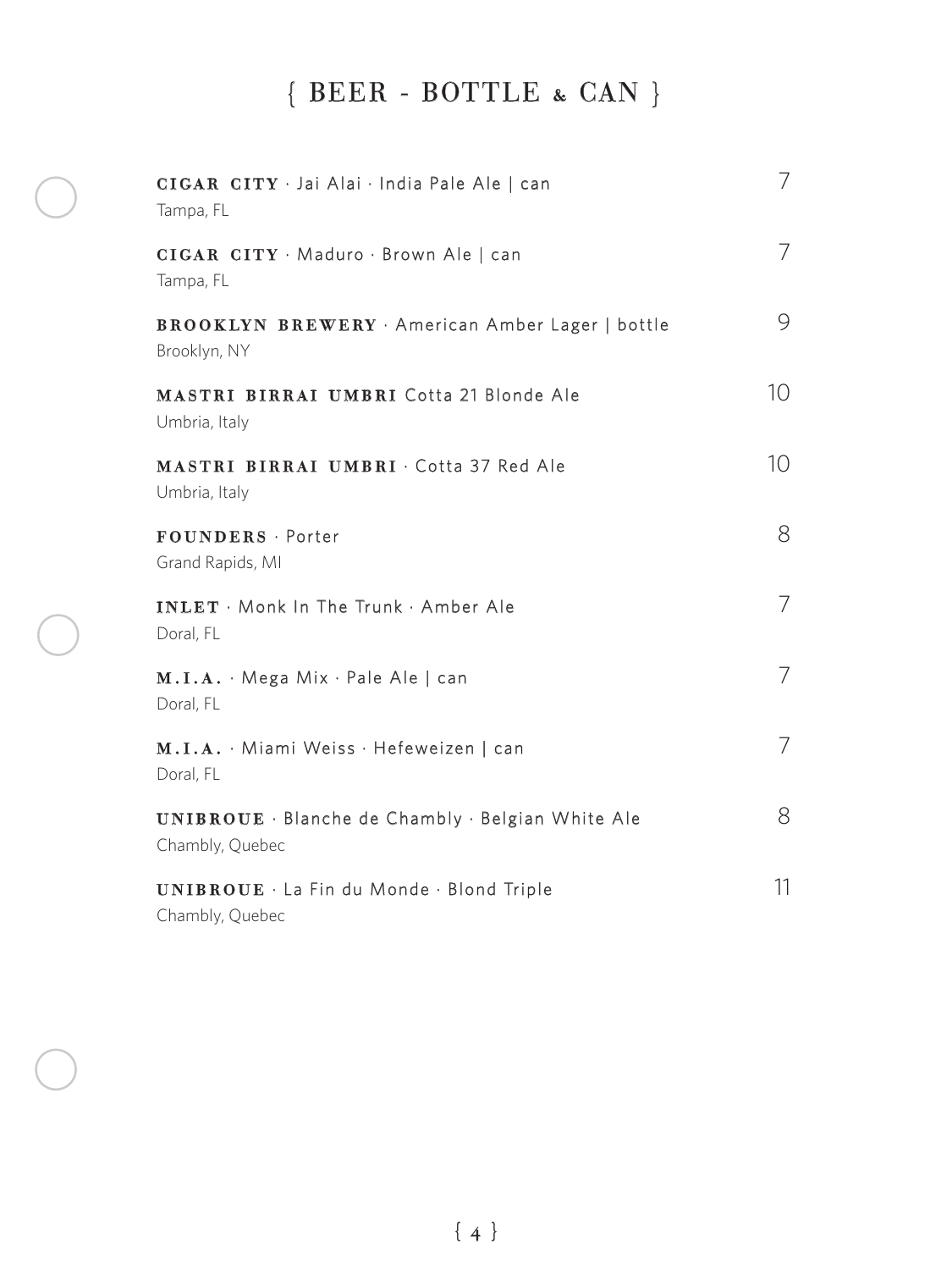# { BEER - BOTTLE & CAN }

**CIGAR CITY** · Jai Alai · India Pale Ale | can — 7
Tampa, FL

**CIGAR CITY** · Maduro · Brown Ale | can — 7
Tampa, FL

**BROOKLYN BREWERY** · American Amber Lager | bottle — 9
Brooklyn, NY

**MASTRI BIRRAI UMBRI** Cotta 21 Blonde Ale — 10
Umbria, Italy

**MASTRI BIRRAI UMBRI** · Cotta 37 Red Ale — 10
Umbria, Italy

**FOUNDERS** · Porter — 8
Grand Rapids, MI

**INLET** · Monk In The Trunk · Amber Ale — 7
Doral, FL

**M.I.A.** · Mega Mix · Pale Ale | can — 7
Doral, FL

**M.I.A.** · Miami Weiss · Hefeweizen | can — 7
Doral, FL

**UNIBROUE** · Blanche de Chambly · Belgian White Ale — 8
Chambly, Quebec

**UNIBROUE** · La Fin du Monde · Blond Triple — 11
Chambly, Quebec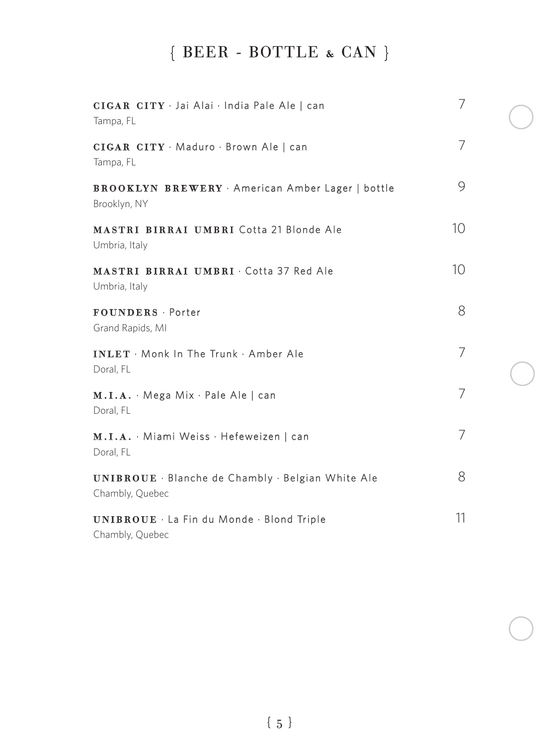# { BEER - BOTTLE & CAN }

**CIGAR CITY** · Jai Alai · India Pale Ale | can — 7
Tampa, FL

**CIGAR CITY** · Maduro · Brown Ale | can — 7
Tampa, FL

**BROOKLYN BREWERY** · American Amber Lager | bottle — 9
Brooklyn, NY

**MASTRI BIRRAI UMBRI** Cotta 21 Blonde Ale — 10
Umbria, Italy

**MASTRI BIRRAI UMBRI** · Cotta 37 Red Ale — 10
Umbria, Italy

**FOUNDERS** · Porter — 8
Grand Rapids, MI

**INLET** · Monk In The Trunk · Amber Ale — 7
Doral, FL

**M.I.A.** · Mega Mix · Pale Ale | can — 7
Doral, FL

**M.I.A.** · Miami Weiss · Hefeweizen | can — 7
Doral, FL

**UNIBROUE** · Blanche de Chambly · Belgian White Ale — 8
Chambly, Quebec

**UNIBROUE** · La Fin du Monde · Blond Triple — 11
Chambly, Quebec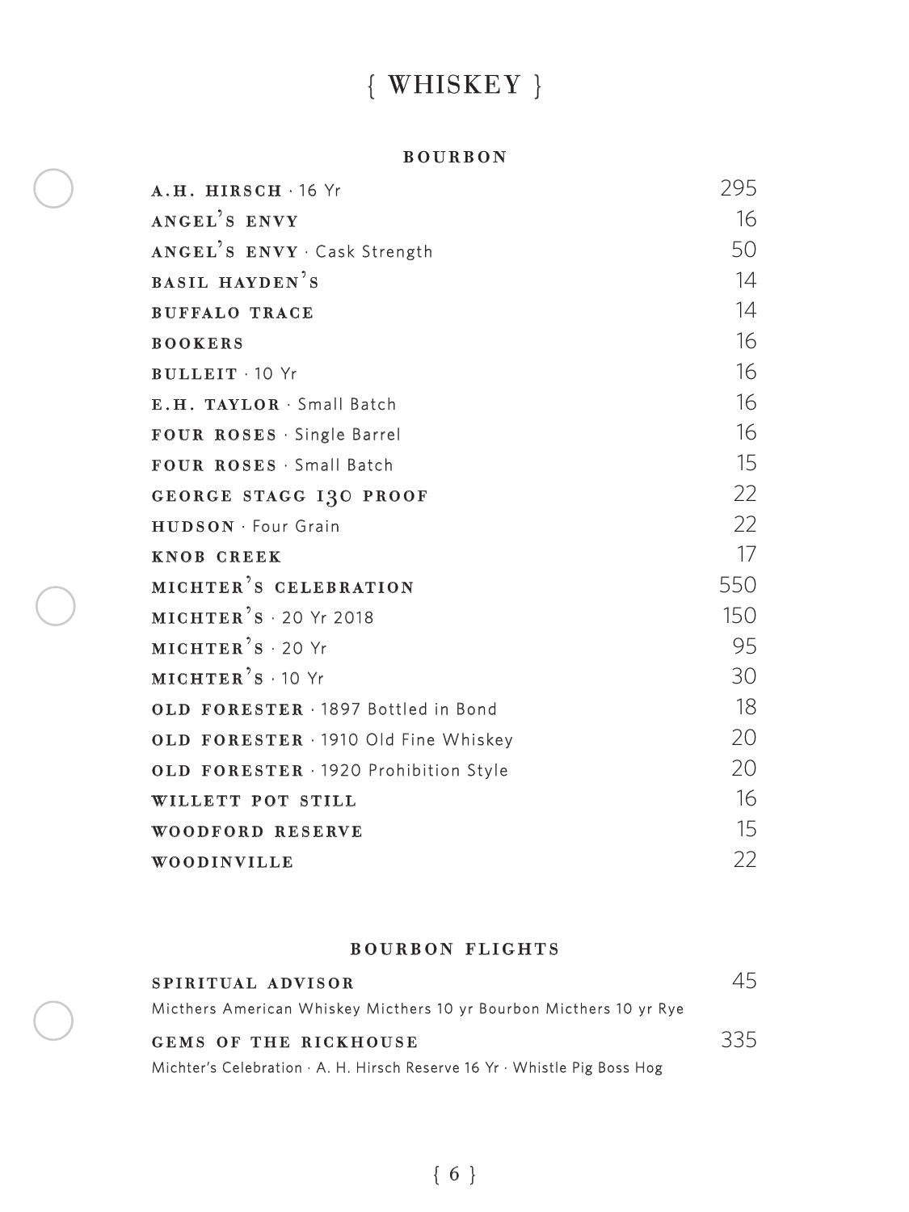# { WHISKEY }

## BOURBON

| Item | Price |
|---|---|
| **A.H. HIRSCH** · 16 Yr | 295 |
| **ANGEL'S ENVY** | 16 |
| **ANGEL'S ENVY** · Cask Strength | 50 |
| **BASIL HAYDEN'S** | 14 |
| **BUFFALO TRACE** | 14 |
| **BOOKERS** | 16 |
| **BULLEIT** · 10 Yr | 16 |
| **E.H. TAYLOR** · Small Batch | 16 |
| **FOUR ROSES** · Single Barrel | 16 |
| **FOUR ROSES** · Small Batch | 15 |
| **GEORGE STAGG 130 PROOF** | 22 |
| **HUDSON** · Four Grain | 22 |
| **KNOB CREEK** | 17 |
| **MICHTER'S CELEBRATION** | 550 |
| **MICHTER'S** · 20 Yr 2018 | 150 |
| **MICHTER'S** · 20 Yr | 95 |
| **MICHTER'S** · 10 Yr | 30 |
| **OLD FORESTER** · 1897 Bottled in Bond | 18 |
| **OLD FORESTER** · 1910 Old Fine Whiskey | 20 |
| **OLD FORESTER** · 1920 Prohibition Style | 20 |
| **WILLETT POT STILL** | 16 |
| **WOODFORD RESERVE** | 15 |
| **WOODINVILLE** | 22 |

## BOURBON FLIGHTS

**SPIRITUAL ADVISOR** — 45

Micthers American Whiskey Micthers 10 yr Bourbon Micthers 10 yr Rye

**GEMS OF THE RICKHOUSE** — 335

Michter's Celebration · A. H. Hirsch Reserve 16 Yr · Whistle Pig Boss Hog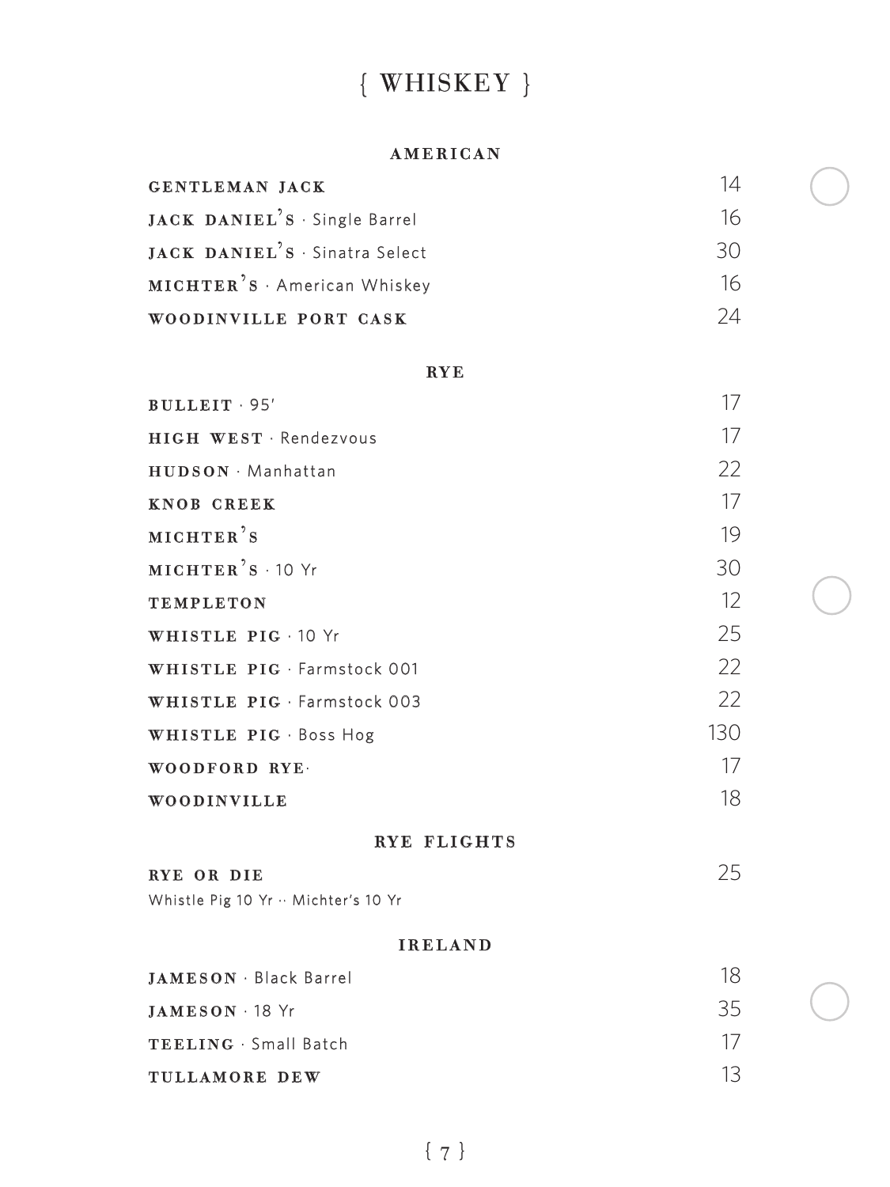# { WHISKEY }

## AMERICAN

| Item | Price |
|---|---|
| **GENTLEMAN JACK** | 14 |
| **JACK DANIEL'S** · Single Barrel | 16 |
| **JACK DANIEL'S** · Sinatra Select | 30 |
| **MICHTER'S** · American Whiskey | 16 |
| **WOODINVILLE PORT CASK** | 24 |

## RYE

| Item | Price |
|---|---|
| **BULLEIT** · 95' | 17 |
| **HIGH WEST** · Rendezvous | 17 |
| **HUDSON** · Manhattan | 22 |
| **KNOB CREEK** | 17 |
| **MICHTER'S** | 19 |
| **MICHTER'S** · 10 Yr | 30 |
| **TEMPLETON** | 12 |
| **WHISTLE PIG** · 10 Yr | 25 |
| **WHISTLE PIG** · Farmstock 001 | 22 |
| **WHISTLE PIG** · Farmstock 003 | 22 |
| **WHISTLE PIG** · Boss Hog | 130 |
| **WOODFORD RYE**· | 17 |
| **WOODINVILLE** | 18 |

## RYE FLIGHTS

| Item | Price |
|---|---|
| **RYE OR DIE**<br>Whistle Pig 10 Yr ·· Michter's 10 Yr | 25 |

## IRELAND

| Item | Price |
|---|---|
| **JAMESON** · Black Barrel | 18 |
| **JAMESON** · 18 Yr | 35 |
| **TEELING** · Small Batch | 17 |
| **TULLAMORE DEW** | 13 |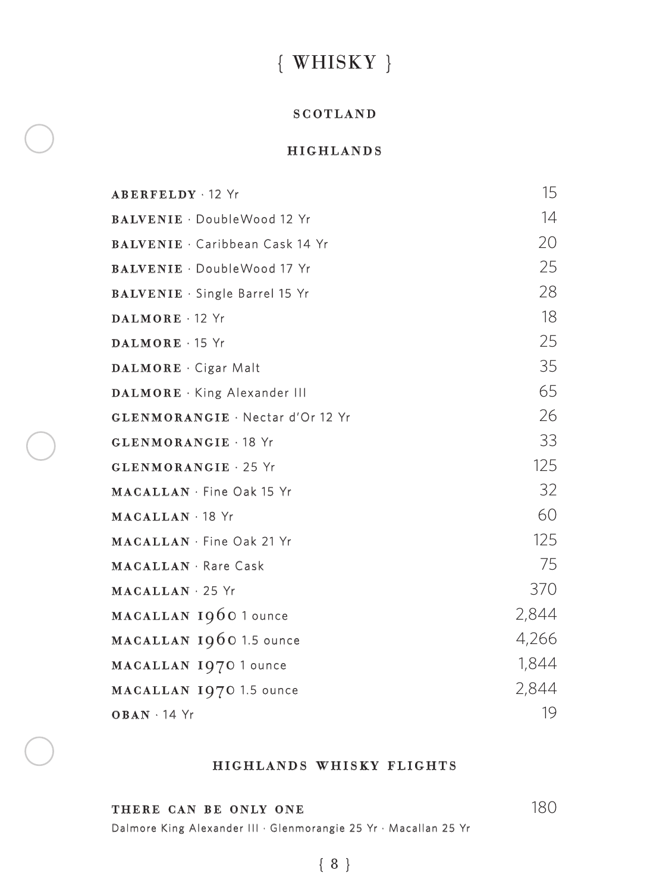# { WHISKY }

## SCOTLAND

### HIGHLANDS

| | |
|---|---|
| **ABERFELDY** · 12 Yr | 15 |
| **BALVENIE** · DoubleWood 12 Yr | 14 |
| **BALVENIE** · Caribbean Cask 14 Yr | 20 |
| **BALVENIE** · DoubleWood 17 Yr | 25 |
| **BALVENIE** · Single Barrel 15 Yr | 28 |
| **DALMORE** · 12 Yr | 18 |
| **DALMORE** · 15 Yr | 25 |
| **DALMORE** · Cigar Malt | 35 |
| **DALMORE** · King Alexander III | 65 |
| **GLENMORANGIE** · Nectar d'Or 12 Yr | 26 |
| **GLENMORANGIE** · 18 Yr | 33 |
| **GLENMORANGIE** · 25 Yr | 125 |
| **MACALLAN** · Fine Oak 15 Yr | 32 |
| **MACALLAN** · 18 Yr | 60 |
| **MACALLAN** · Fine Oak 21 Yr | 125 |
| **MACALLAN** · Rare Cask | 75 |
| **MACALLAN** · 25 Yr | 370 |
| **MACALLAN 1960** 1 ounce | 2,844 |
| **MACALLAN 1960** 1.5 ounce | 4,266 |
| **MACALLAN 1970** 1 ounce | 1,844 |
| **MACALLAN 1970** 1.5 ounce | 2,844 |
| **OBAN** · 14 Yr | 19 |

### HIGHLANDS WHISKY FLIGHTS

**THERE CAN BE ONLY ONE** 180

Dalmore King Alexander III · Glenmorangie 25 Yr · Macallan 25 Yr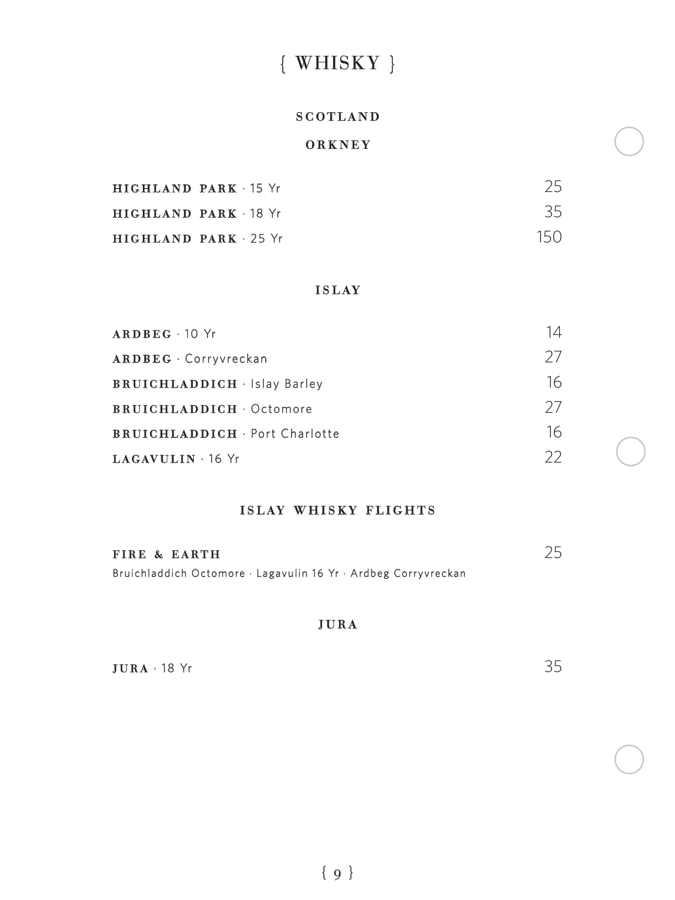# { WHISKY }

## SCOTLAND

### ORKNEY

| | |
|---|---|
| **HIGHLAND PARK** · 15 Yr | 25 |
| **HIGHLAND PARK** · 18 Yr | 35 |
| **HIGHLAND PARK** · 25 Yr | 150 |

### ISLAY

| | |
|---|---|
| **ARDBEG** · 10 Yr | 14 |
| **ARDBEG** · Corryvreckan | 27 |
| **BRUICHLADDICH** · Islay Barley | 16 |
| **BRUICHLADDICH** · Octomore | 27 |
| **BRUICHLADDICH** · Port Charlotte | 16 |
| **LAGAVULIN** · 16 Yr | 22 |

### ISLAY WHISKY FLIGHTS

**FIRE & EARTH** 25
Bruichladdich Octomore · Lagavulin 16 Yr · Ardbeg Corryvreckan

### JURA

| | |
|---|---|
| **JURA** · 18 Yr | 35 |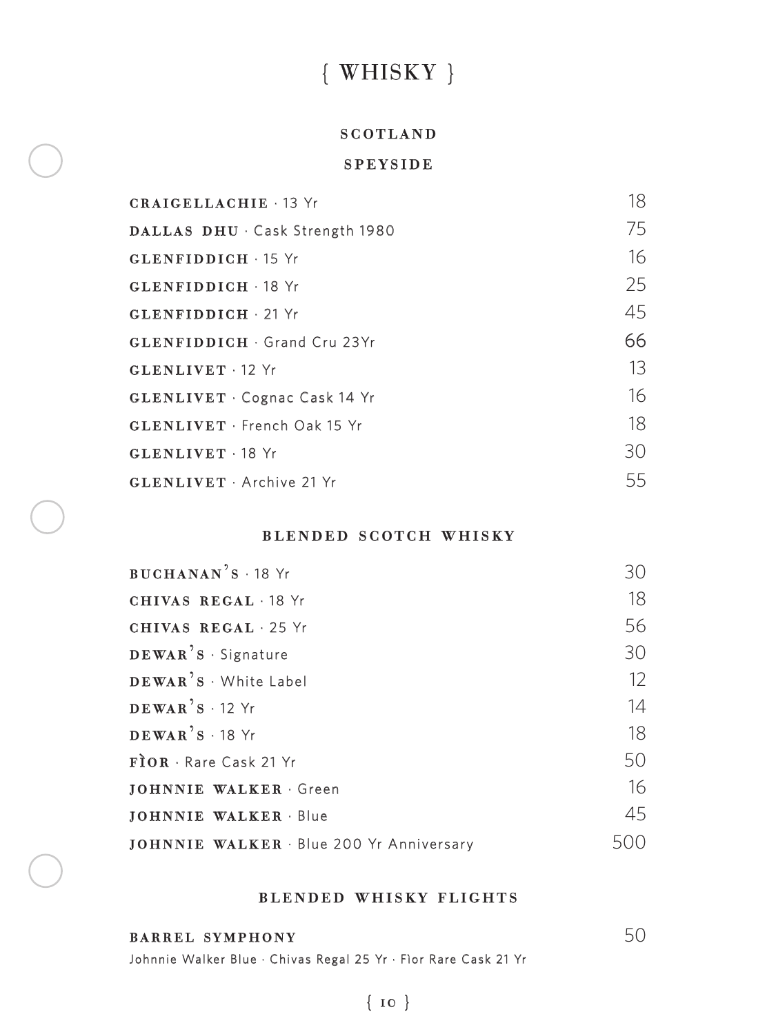# { WHISKY }

## SCOTLAND

### SPEYSIDE

| | |
|---|---|
| **CRAIGELLACHIE** · 13 Yr | 18 |
| **DALLAS DHU** · Cask Strength 1980 | 75 |
| **GLENFIDDICH** · 15 Yr | 16 |
| **GLENFIDDICH** · 18 Yr | 25 |
| **GLENFIDDICH** · 21 Yr | 45 |
| **GLENFIDDICH** · Grand Cru 23Yr | 66 |
| **GLENLIVET** · 12 Yr | 13 |
| **GLENLIVET** · Cognac Cask 14 Yr | 16 |
| **GLENLIVET** · French Oak 15 Yr | 18 |
| **GLENLIVET** · 18 Yr | 30 |
| **GLENLIVET** · Archive 21 Yr | 55 |

### BLENDED SCOTCH WHISKY

| | |
|---|---|
| **BUCHANAN'S** · 18 Yr | 30 |
| **CHIVAS REGAL** · 18 Yr | 18 |
| **CHIVAS REGAL** · 25 Yr | 56 |
| **DEWAR'S** · Signature | 30 |
| **DEWAR'S** · White Label | 12 |
| **DEWAR'S** · 12 Yr | 14 |
| **DEWAR'S** · 18 Yr | 18 |
| **FÌOR** · Rare Cask 21 Yr | 50 |
| **JOHNNIE WALKER** · Green | 16 |
| **JOHNNIE WALKER** · Blue | 45 |
| **JOHNNIE WALKER** · Blue 200 Yr Anniversary | 500 |

### BLENDED WHISKY FLIGHTS

**BARREL SYMPHONY** — 50

Johnnie Walker Blue · Chivas Regal 25 Yr · Fìor Rare Cask 21 Yr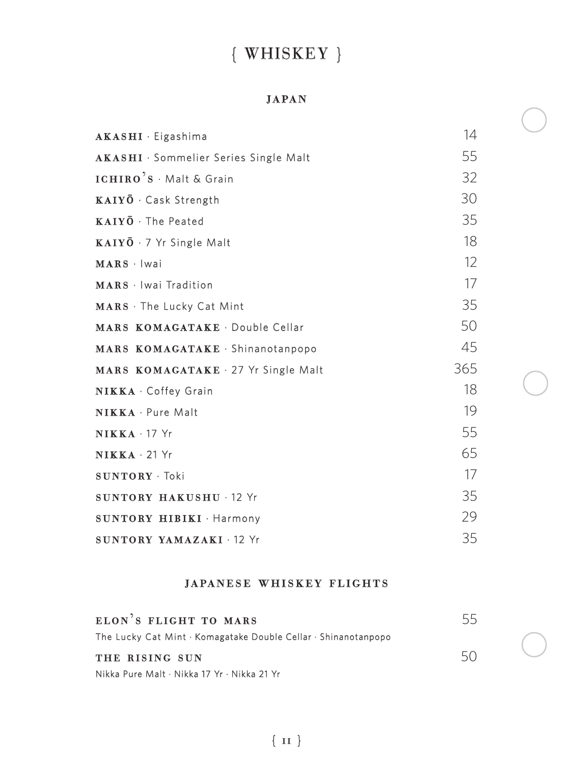# { WHISKEY }

## JAPAN

| | |
|---|---|
| **AKASHI** · Eigashima | 14 |
| **AKASHI** · Sommelier Series Single Malt | 55 |
| **ICHIRO'S** · Malt & Grain | 32 |
| **KAIYŌ** · Cask Strength | 30 |
| **KAIYŌ** · The Peated | 35 |
| **KAIYŌ** · 7 Yr Single Malt | 18 |
| **MARS** · Iwai | 12 |
| **MARS** · Iwai Tradition | 17 |
| **MARS** · The Lucky Cat Mint | 35 |
| **MARS KOMAGATAKE** · Double Cellar | 50 |
| **MARS KOMAGATAKE** · Shinanotanpopo | 45 |
| **MARS KOMAGATAKE** · 27 Yr Single Malt | 365 |
| **NIKKA** · Coffey Grain | 18 |
| **NIKKA** · Pure Malt | 19 |
| **NIKKA** · 17 Yr | 55 |
| **NIKKA** · 21 Yr | 65 |
| **SUNTORY** · Toki | 17 |
| **SUNTORY HAKUSHU** · 12 Yr | 35 |
| **SUNTORY HIBIKI** · Harmony | 29 |
| **SUNTORY YAMAZAKI** · 12 Yr | 35 |

## JAPANESE WHISKEY FLIGHTS

**ELON'S FLIGHT TO MARS** — 55
The Lucky Cat Mint · Komagatake Double Cellar · Shinanotanpopo

**THE RISING SUN** — 50
Nikka Pure Malt · Nikka 17 Yr · Nikka 21 Yr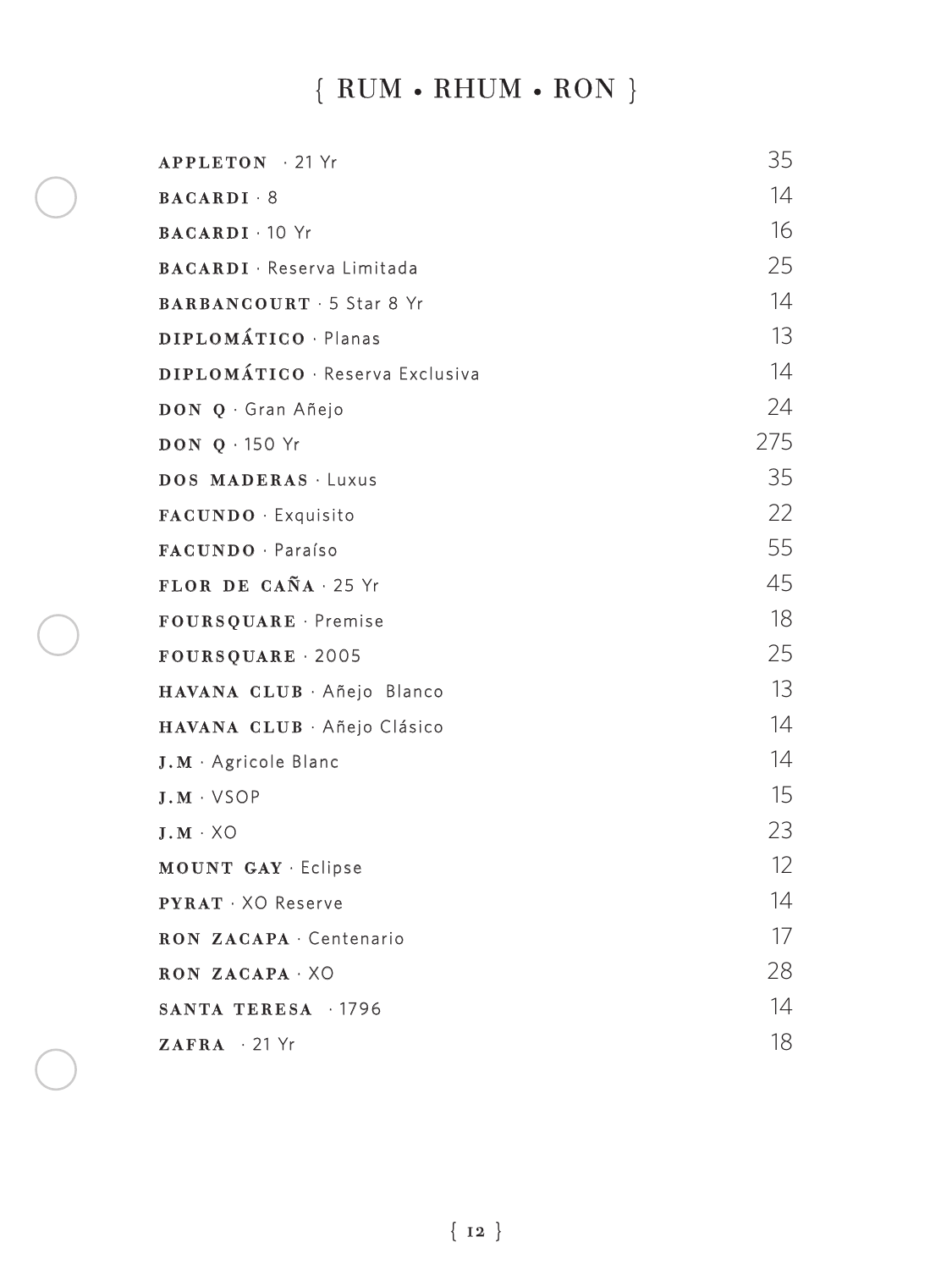# { RUM • RHUM • RON }

| | |
|---|---|
| **APPLETON** · 21 Yr | 35 |
| **BACARDI** · 8 | 14 |
| **BACARDI** · 10 Yr | 16 |
| **BACARDI** · Reserva Limitada | 25 |
| **BARBANCOURT** · 5 Star 8 Yr | 14 |
| **DIPLOMÁTICO** · Planas | 13 |
| **DIPLOMÁTICO** · Reserva Exclusiva | 14 |
| **DON Q** · Gran Añejo | 24 |
| **DON Q** · 150 Yr | 275 |
| **DOS MADERAS** · Luxus | 35 |
| **FACUNDO** · Exquisito | 22 |
| **FACUNDO** · Paraíso | 55 |
| **FLOR DE CAÑA** · 25 Yr | 45 |
| **FOURSQUARE** · Premise | 18 |
| **FOURSQUARE** · 2005 | 25 |
| **HAVANA CLUB** · Añejo Blanco | 13 |
| **HAVANA CLUB** · Añejo Clásico | 14 |
| **J.M** · Agricole Blanc | 14 |
| **J.M** · VSOP | 15 |
| **J.M** · XO | 23 |
| **MOUNT GAY** · Eclipse | 12 |
| **PYRAT** · XO Reserve | 14 |
| **RON ZACAPA** · Centenario | 17 |
| **RON ZACAPA** · XO | 28 |
| **SANTA TERESA** · 1796 | 14 |
| **ZAFRA** · 21 Yr | 18 |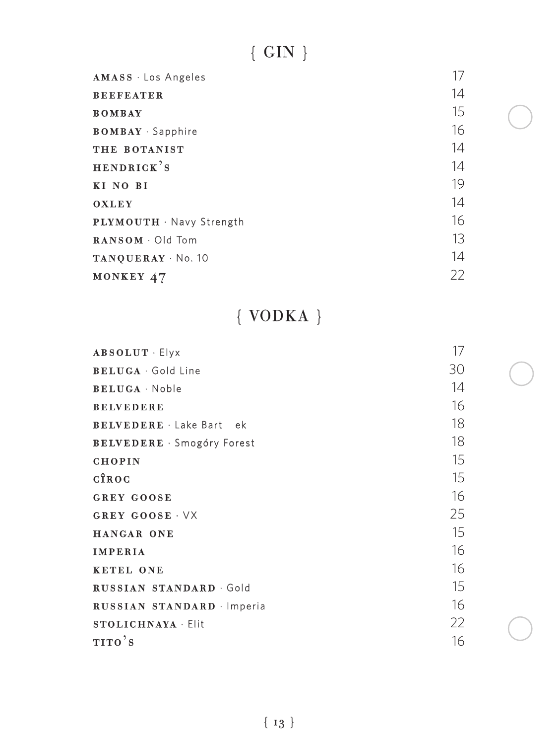# { GIN }

| | |
|---|---|
| **AMASS** · Los Angeles | 17 |
| **BEEFEATER** | 14 |
| **BOMBAY** | 15 |
| **BOMBAY** · Sapphire | 16 |
| **THE BOTANIST** | 14 |
| **HENDRICK'S** | 14 |
| **KI NO BI** | 19 |
| **OXLEY** | 14 |
| **PLYMOUTH** · Navy Strength | 16 |
| **RANSOM** · Old Tom | 13 |
| **TANQUERAY** · No. 10 | 14 |
| **MONKEY 47** | 22 |

# { VODKA }

| | |
|---|---|
| **ABSOLUT** · Elyx | 17 |
| **BELUGA** · Gold Line | 30 |
| **BELUGA** · Noble | 14 |
| **BELVEDERE** | 16 |
| **BELVEDERE** · Lake Bart ek | 18 |
| **BELVEDERE** · Smogóry Forest | 18 |
| **CHOPIN** | 15 |
| **CÎROC** | 15 |
| **GREY GOOSE** | 16 |
| **GREY GOOSE** · VX | 25 |
| **HANGAR ONE** | 15 |
| **IMPERIA** | 16 |
| **KETEL ONE** | 16 |
| **RUSSIAN STANDARD** · Gold | 15 |
| **RUSSIAN STANDARD** · Imperia | 16 |
| **STOLICHNAYA** · Elit | 22 |
| **TITO'S** | 16 |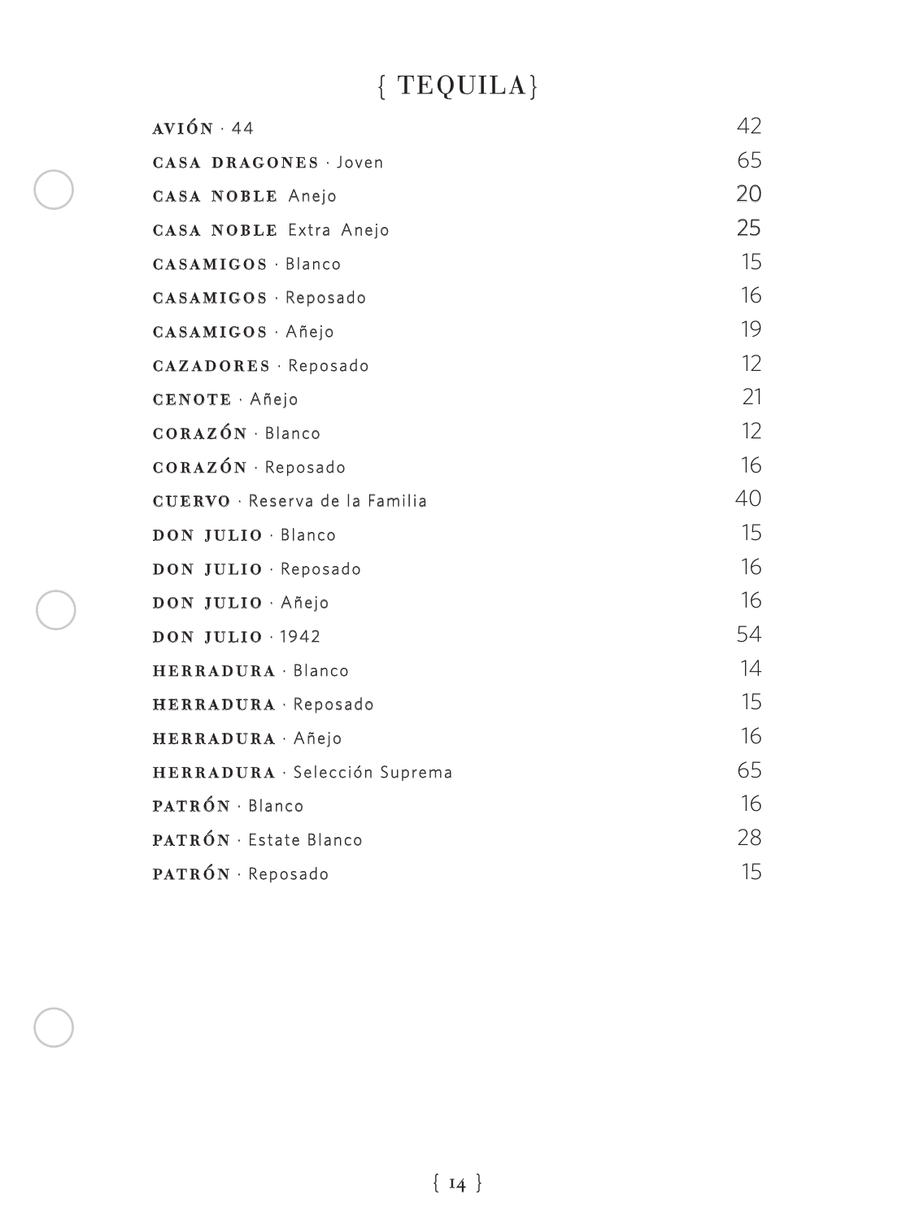# { TEQUILA }

| | |
|---|---|
| **AVIÓN** · 44 | 42 |
| **CASA DRAGONES** · Joven | 65 |
| **CASA NOBLE** Anejo | 20 |
| **CASA NOBLE** Extra Anejo | 25 |
| **CASAMIGOS** · Blanco | 15 |
| **CASAMIGOS** · Reposado | 16 |
| **CASAMIGOS** · Añejo | 19 |
| **CAZADORES** · Reposado | 12 |
| **CENOTE** · Añejo | 21 |
| **CORAZÓN** · Blanco | 12 |
| **CORAZÓN** · Reposado | 16 |
| **CUERVO** · Reserva de la Familia | 40 |
| **DON JULIO** · Blanco | 15 |
| **DON JULIO** · Reposado | 16 |
| **DON JULIO** · Añejo | 16 |
| **DON JULIO** · 1942 | 54 |
| **HERRADURA** · Blanco | 14 |
| **HERRADURA** · Reposado | 15 |
| **HERRADURA** · Añejo | 16 |
| **HERRADURA** · Selección Suprema | 65 |
| **PATRÓN** · Blanco | 16 |
| **PATRÓN** · Estate Blanco | 28 |
| **PATRÓN** · Reposado | 15 |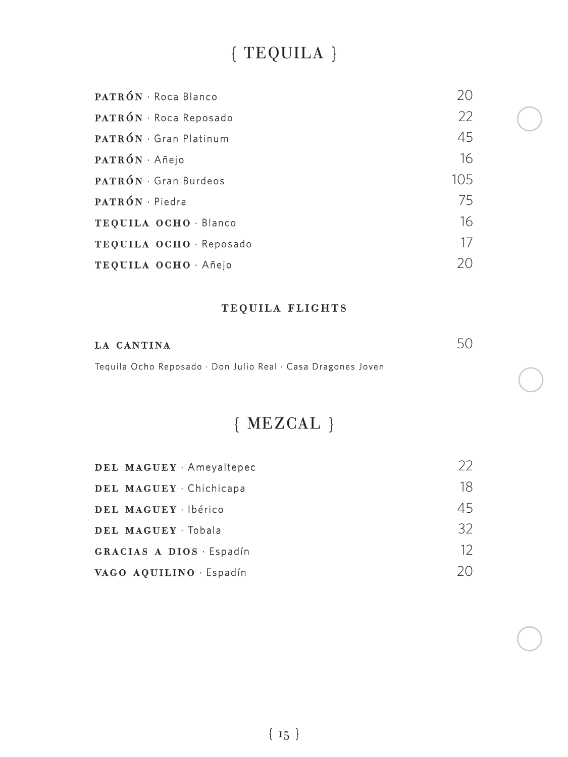# { TEQUILA }

| | |
|---|---|
| **PATRÓN** · Roca Blanco | 20 |
| **PATRÓN** · Roca Reposado | 22 |
| **PATRÓN** · Gran Platinum | 45 |
| **PATRÓN** · Añejo | 16 |
| **PATRÓN** · Gran Burdeos | 105 |
| **PATRÓN** · Piedra | 75 |
| **TEQUILA OCHO** · Blanco | 16 |
| **TEQUILA OCHO** · Reposado | 17 |
| **TEQUILA OCHO** · Añejo | 20 |

## TEQUILA FLIGHTS

**LA CANTINA** 50

Tequila Ocho Reposado · Don Julio Real · Casa Dragones Joven

# { MEZCAL }

| | |
|---|---|
| **DEL MAGUEY** · Ameyaltepec | 22 |
| **DEL MAGUEY** · Chichicapa | 18 |
| **DEL MAGUEY** · Ibérico | 45 |
| **DEL MAGUEY** · Tobala | 32 |
| **GRACIAS A DIOS** · Espadín | 12 |
| **VAGO AQUILINO** · Espadín | 20 |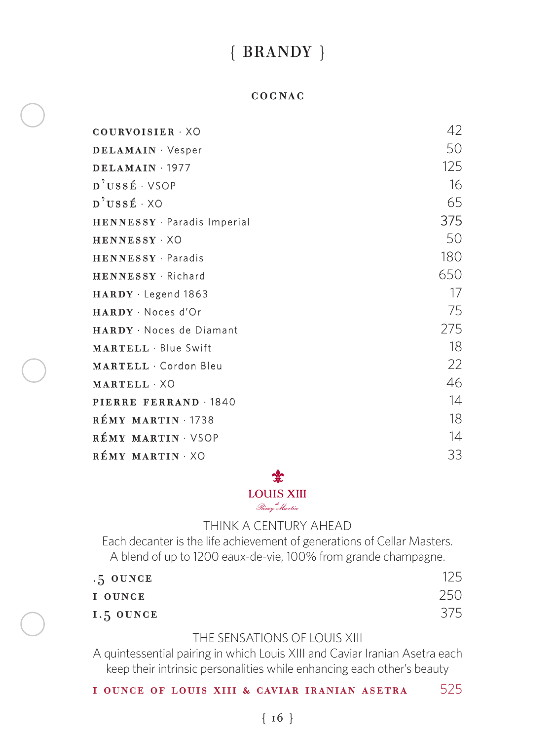# { BRANDY }

## COGNAC

| | |
|---|---|
| **COURVOISIER** · XO | 42 |
| **DELAMAIN** · Vesper | 50 |
| **DELAMAIN** · 1977 | 125 |
| **D'USSÉ** · VSOP | 16 |
| **D'USSÉ** · XO | 65 |
| **HENNESSY** · Paradis Imperial | 375 |
| **HENNESSY** · XO | 50 |
| **HENNESSY** · Paradis | 180 |
| **HENNESSY** · Richard | 650 |
| **HARDY** · Legend 1863 | 17 |
| **HARDY** · Noces d'Or | 75 |
| **HARDY** · Noces de Diamant | 275 |
| **MARTELL** · Blue Swift | 18 |
| **MARTELL** · Cordon Bleu | 22 |
| **MARTELL** · XO | 46 |
| **PIERRE FERRAND** · 1840 | 14 |
| **RÉMY MARTIN** · 1738 | 18 |
| **RÉMY MARTIN** · VSOP | 14 |
| **RÉMY MARTIN** · XO | 33 |

### LOUIS XIII

*Rémy Martin*

THINK A CENTURY AHEAD

Each decanter is the life achievement of generations of Cellar Masters.
A blend of up to 1200 eaux-de-vie, 100% from grande champagne.

| | |
|---|---|
| **.5 OUNCE** | 125 |
| **1 OUNCE** | 250 |
| **1.5 OUNCE** | 375 |

THE SENSATIONS OF LOUIS XIII

A quintessential pairing in which Louis XIII and Caviar Iranian Asetra each keep their intrinsic personalities while enhancing each other's beauty

| | |
|---|---|
| **1 OUNCE OF LOUIS XIII & CAVIAR IRANIAN ASETRA** | 525 |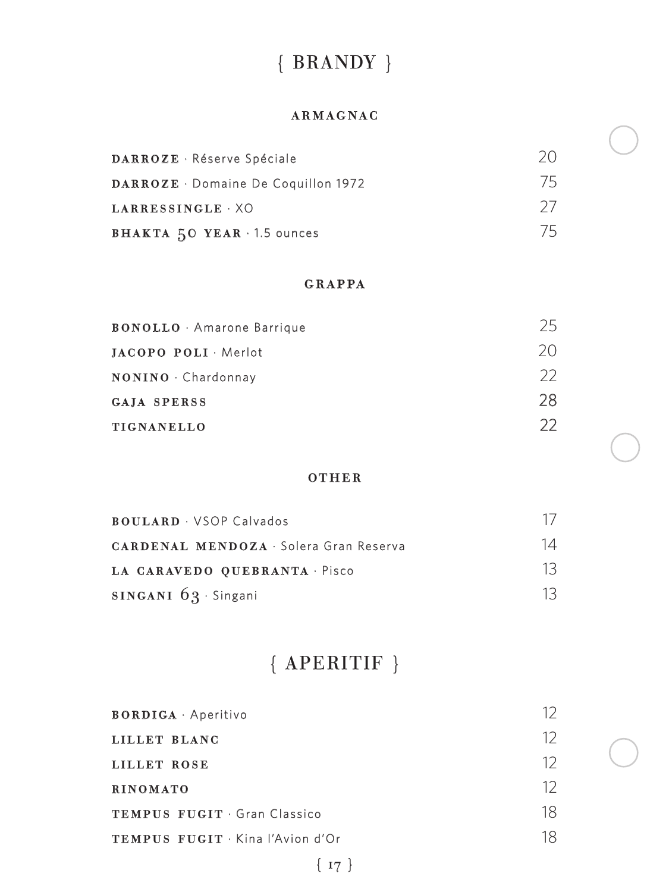# { BRANDY }

## ARMAGNAC

| | |
|---|---|
| **DARROZE** · Réserve Spéciale | 20 |
| **DARROZE** · Domaine De Coquillon 1972 | 75 |
| **LARRESSINGLE** · XO | 27 |
| **BHAKTA 50 YEAR** · 1.5 ounces | 75 |

## GRAPPA

| | |
|---|---|
| **BONOLLO** · Amarone Barrique | 25 |
| **JACOPO POLI** · Merlot | 20 |
| **NONINO** · Chardonnay | 22 |
| **GAJA SPERSS** | 28 |
| **TIGNANELLO** | 22 |

## OTHER

| | |
|---|---|
| **BOULARD** · VSOP Calvados | 17 |
| **CARDENAL MENDOZA** · Solera Gran Reserva | 14 |
| **LA CARAVEDO QUEBRANTA** · Pisco | 13 |
| **SINGANI 63** · Singani | 13 |

# { APERITIF }

| | |
|---|---|
| **BORDIGA** · Aperitivo | 12 |
| **LILLET BLANC** | 12 |
| **LILLET ROSE** | 12 |
| **RINOMATO** | 12 |
| **TEMPUS FUGIT** · Gran Classico | 18 |
| **TEMPUS FUGIT** · Kina l'Avion d'Or | 18 |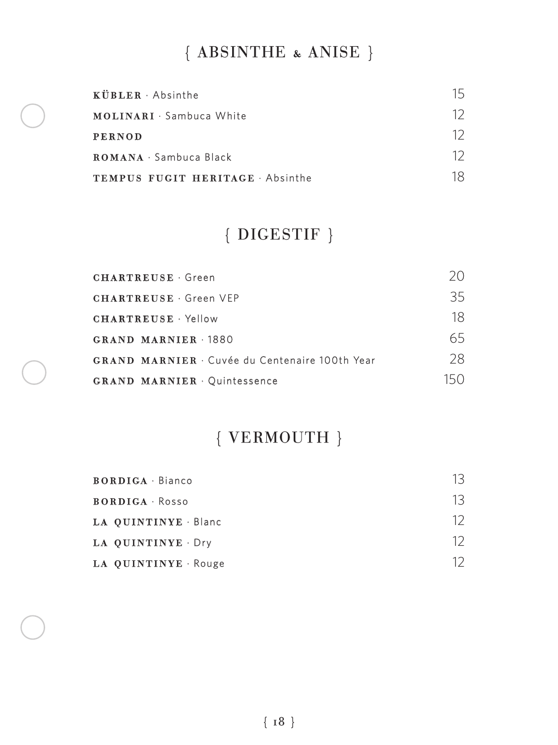## { ABSINTHE & ANISE }

| | |
|---|---|
| **KÜBLER** · Absinthe | 15 |
| **MOLINARI** · Sambuca White | 12 |
| **PERNOD** | 12 |
| **ROMANA** · Sambuca Black | 12 |
| **TEMPUS FUGIT HERITAGE** · Absinthe | 18 |

## { DIGESTIF }

| | |
|---|---|
| **CHARTREUSE** · Green | 20 |
| **CHARTREUSE** · Green VEP | 35 |
| **CHARTREUSE** · Yellow | 18 |
| **GRAND MARNIER** · 1880 | 65 |
| **GRAND MARNIER** · Cuvée du Centenaire 100th Year | 28 |
| **GRAND MARNIER** · Quintessence | 150 |

## { VERMOUTH }

| | |
|---|---|
| **BORDIGA** · Bianco | 13 |
| **BORDIGA** · Rosso | 13 |
| **LA QUINTINYE** · Blanc | 12 |
| **LA QUINTINYE** · Dry | 12 |
| **LA QUINTINYE** · Rouge | 12 |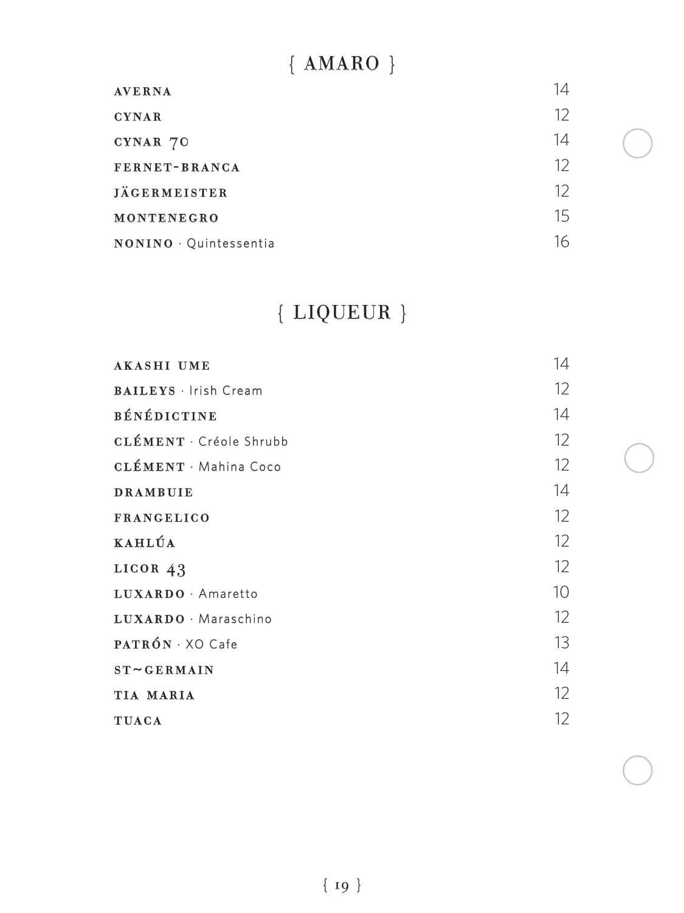## { AMARO }

| | |
|---|---|
| **AVERNA** | 14 |
| **CYNAR** | 12 |
| **CYNAR 70** | 14 |
| **FERNET-BRANCA** | 12 |
| **JÄGERMEISTER** | 12 |
| **MONTENEGRO** | 15 |
| **NONINO** · Quintessentia | 16 |

## { LIQUEUR }

| | |
|---|---|
| **AKASHI UME** | 14 |
| **BAILEYS** · Irish Cream | 12 |
| **BÉNÉDICTINE** | 14 |
| **CLÉMENT** · Créole Shrubb | 12 |
| **CLÉMENT** · Mahina Coco | 12 |
| **DRAMBUIE** | 14 |
| **FRANGELICO** | 12 |
| **KAHLÚA** | 12 |
| **LICOR 43** | 12 |
| **LUXARDO** · Amaretto | 10 |
| **LUXARDO** · Maraschino | 12 |
| **PATRÓN** · XO Cafe | 13 |
| **ST~GERMAIN** | 14 |
| **TIA MARIA** | 12 |
| **TUACA** | 12 |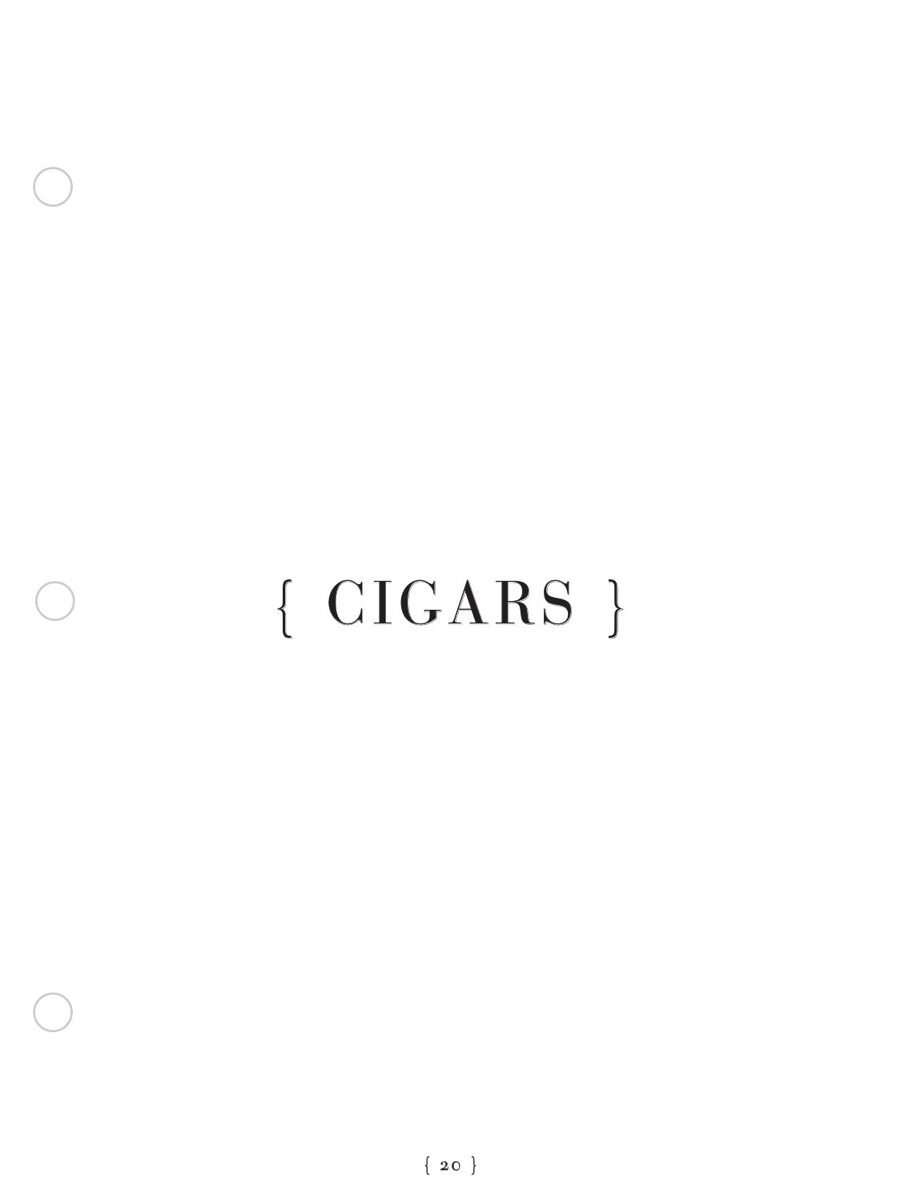# { CIGARS }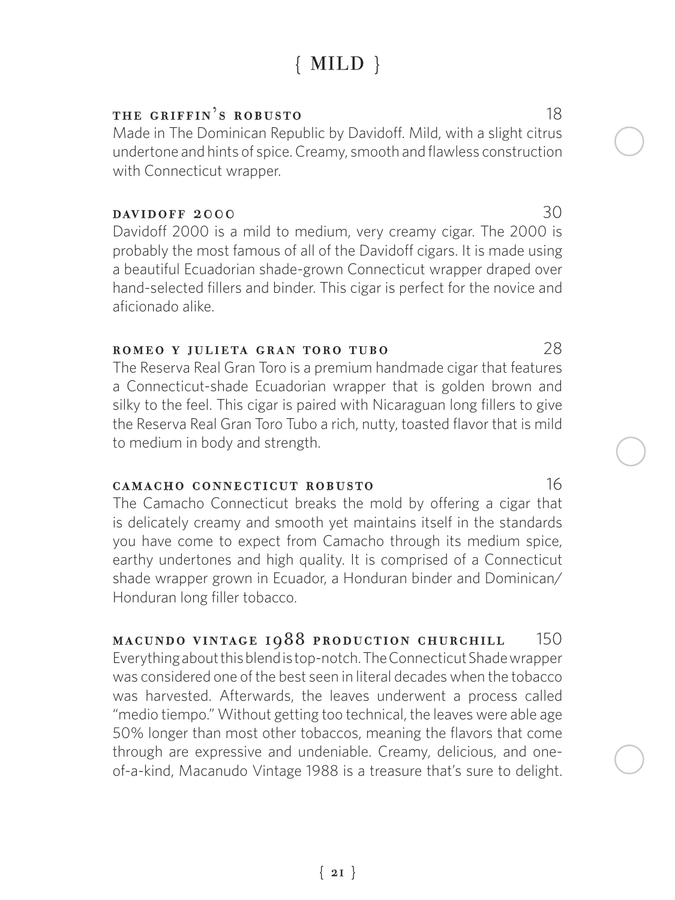# { MILD }

### THE GRIFFIN'S ROBUSTO — 18

Made in The Dominican Republic by Davidoff. Mild, with a slight citrus undertone and hints of spice. Creamy, smooth and flawless construction with Connecticut wrapper.

### DAVIDOFF 2000 — 30

Davidoff 2000 is a mild to medium, very creamy cigar. The 2000 is probably the most famous of all of the Davidoff cigars. It is made using a beautiful Ecuadorian shade-grown Connecticut wrapper draped over hand-selected fillers and binder. This cigar is perfect for the novice and aficionado alike.

### ROMEO Y JULIETA GRAN TORO TUBO — 28

The Reserva Real Gran Toro is a premium handmade cigar that features a Connecticut-shade Ecuadorian wrapper that is golden brown and silky to the feel. This cigar is paired with Nicaraguan long fillers to give the Reserva Real Gran Toro Tubo a rich, nutty, toasted flavor that is mild to medium in body and strength.

### CAMACHO CONNECTICUT ROBUSTO — 16

The Camacho Connecticut breaks the mold by offering a cigar that is delicately creamy and smooth yet maintains itself in the standards you have come to expect from Camacho through its medium spice, earthy undertones and high quality. It is comprised of a Connecticut shade wrapper grown in Ecuador, a Honduran binder and Dominican/ Honduran long filler tobacco.

### MACUNDO VINTAGE 1988 PRODUCTION CHURCHILL — 150

Everything about this blend is top-notch. The Connecticut Shade wrapper was considered one of the best seen in literal decades when the tobacco was harvested. Afterwards, the leaves underwent a process called "medio tiempo." Without getting too technical, the leaves were able age 50% longer than most other tobaccos, meaning the flavors that come through are expressive and undeniable. Creamy, delicious, and one-of-a-kind, Macanudo Vintage 1988 is a treasure that's sure to delight.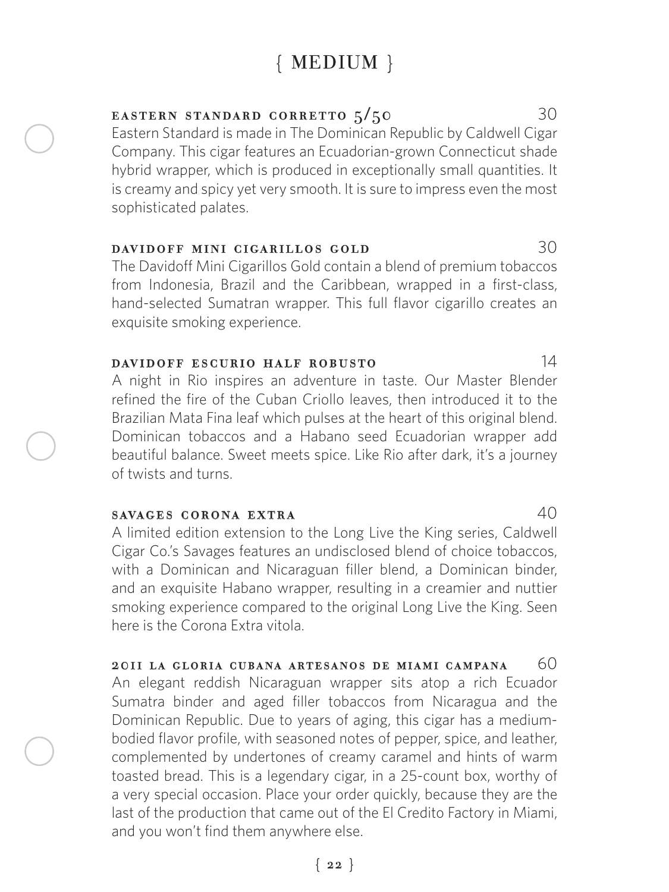# { MEDIUM }

### EASTERN STANDARD CORRETTO 5/50 — 30

Eastern Standard is made in The Dominican Republic by Caldwell Cigar Company. This cigar features an Ecuadorian-grown Connecticut shade hybrid wrapper, which is produced in exceptionally small quantities. It is creamy and spicy yet very smooth. It is sure to impress even the most sophisticated palates.

### DAVIDOFF MINI CIGARILLOS GOLD — 30

The Davidoff Mini Cigarillos Gold contain a blend of premium tobaccos from Indonesia, Brazil and the Caribbean, wrapped in a first-class, hand-selected Sumatran wrapper. This full flavor cigarillo creates an exquisite smoking experience.

### DAVIDOFF ESCURIO HALF ROBUSTO — 14

A night in Rio inspires an adventure in taste. Our Master Blender refined the fire of the Cuban Criollo leaves, then introduced it to the Brazilian Mata Fina leaf which pulses at the heart of this original blend. Dominican tobaccos and a Habano seed Ecuadorian wrapper add beautiful balance. Sweet meets spice. Like Rio after dark, it's a journey of twists and turns.

### SAVAGES CORONA EXTRA — 40

A limited edition extension to the Long Live the King series, Caldwell Cigar Co.'s Savages features an undisclosed blend of choice tobaccos, with a Dominican and Nicaraguan filler blend, a Dominican binder, and an exquisite Habano wrapper, resulting in a creamier and nuttier smoking experience compared to the original Long Live the King. Seen here is the Corona Extra vitola.

### 2011 LA GLORIA CUBANA ARTESANOS DE MIAMI CAMPANA — 60

An elegant reddish Nicaraguan wrapper sits atop a rich Ecuador Sumatra binder and aged filler tobaccos from Nicaragua and the Dominican Republic. Due to years of aging, this cigar has a medium-bodied flavor profile, with seasoned notes of pepper, spice, and leather, complemented by undertones of creamy caramel and hints of warm toasted bread. This is a legendary cigar, in a 25-count box, worthy of a very special occasion. Place your order quickly, because they are the last of the production that came out of the El Credito Factory in Miami, and you won't find them anywhere else.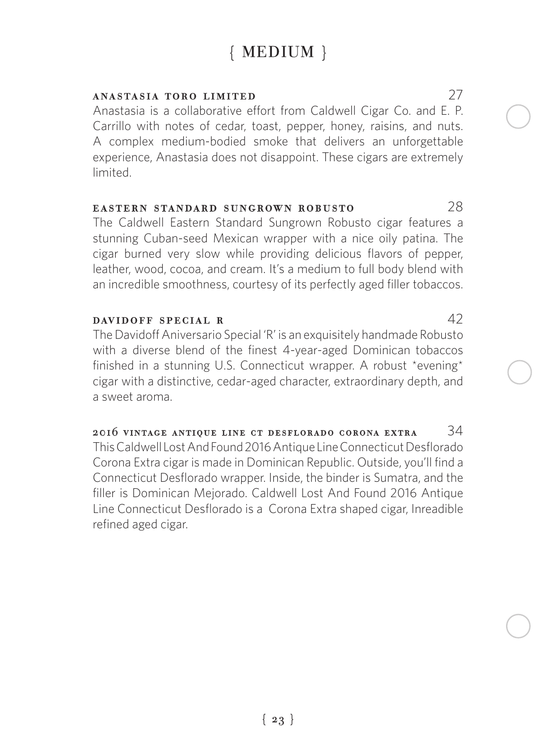# { MEDIUM }

**ANASTASIA TORO LIMITED** 27

Anastasia is a collaborative effort from Caldwell Cigar Co. and E. P. Carrillo with notes of cedar, toast, pepper, honey, raisins, and nuts. A complex medium-bodied smoke that delivers an unforgettable experience, Anastasia does not disappoint. These cigars are extremely limited.

**EASTERN STANDARD SUNGROWN ROBUSTO** 28

The Caldwell Eastern Standard Sungrown Robusto cigar features a stunning Cuban-seed Mexican wrapper with a nice oily patina. The cigar burned very slow while providing delicious flavors of pepper, leather, wood, cocoa, and cream. It's a medium to full body blend with an incredible smoothness, courtesy of its perfectly aged filler tobaccos.

**DAVIDOFF SPECIAL R** 42

The Davidoff Aniversario Special 'R' is an exquisitely handmade Robusto with a diverse blend of the finest 4-year-aged Dominican tobaccos finished in a stunning U.S. Connecticut wrapper. A robust *evening* cigar with a distinctive, cedar-aged character, extraordinary depth, and a sweet aroma.

**2016 VINTAGE ANTIQUE LINE CT DESFLORADO CORONA EXTRA** 34

This Caldwell Lost And Found 2016 Antique Line Connecticut Desflorado Corona Extra cigar is made in Dominican Republic. Outside, you'll find a Connecticut Desflorado wrapper. Inside, the binder is Sumatra, and the filler is Dominican Mejorado. Caldwell Lost And Found 2016 Antique Line Connecticut Desflorado is a Corona Extra shaped cigar, Inreadible refined aged cigar.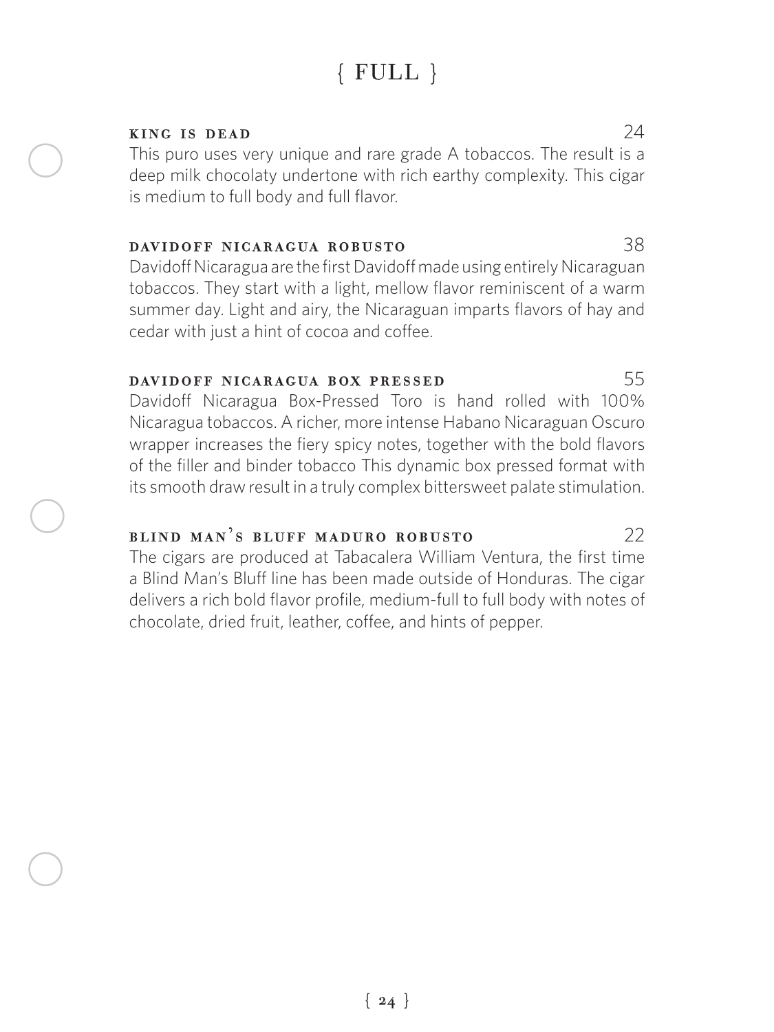# { FULL }

### KING IS DEAD — 24

This puro uses very unique and rare grade A tobaccos. The result is a deep milk chocolaty undertone with rich earthy complexity. This cigar is medium to full body and full flavor.

### DAVIDOFF NICARAGUA ROBUSTO — 38

Davidoff Nicaragua are the first Davidoff made using entirely Nicaraguan tobaccos. They start with a light, mellow flavor reminiscent of a warm summer day. Light and airy, the Nicaraguan imparts flavors of hay and cedar with just a hint of cocoa and coffee.

### DAVIDOFF NICARAGUA BOX PRESSED — 55

Davidoff Nicaragua Box-Pressed Toro is hand rolled with 100% Nicaragua tobaccos. A richer, more intense Habano Nicaraguan Oscuro wrapper increases the fiery spicy notes, together with the bold flavors of the filler and binder tobacco This dynamic box pressed format with its smooth draw result in a truly complex bittersweet palate stimulation.

### BLIND MAN'S BLUFF MADURO ROBUSTO — 22

The cigars are produced at Tabacalera William Ventura, the first time a Blind Man's Bluff line has been made outside of Honduras. The cigar delivers a rich bold flavor profile, medium-full to full body with notes of chocolate, dried fruit, leather, coffee, and hints of pepper.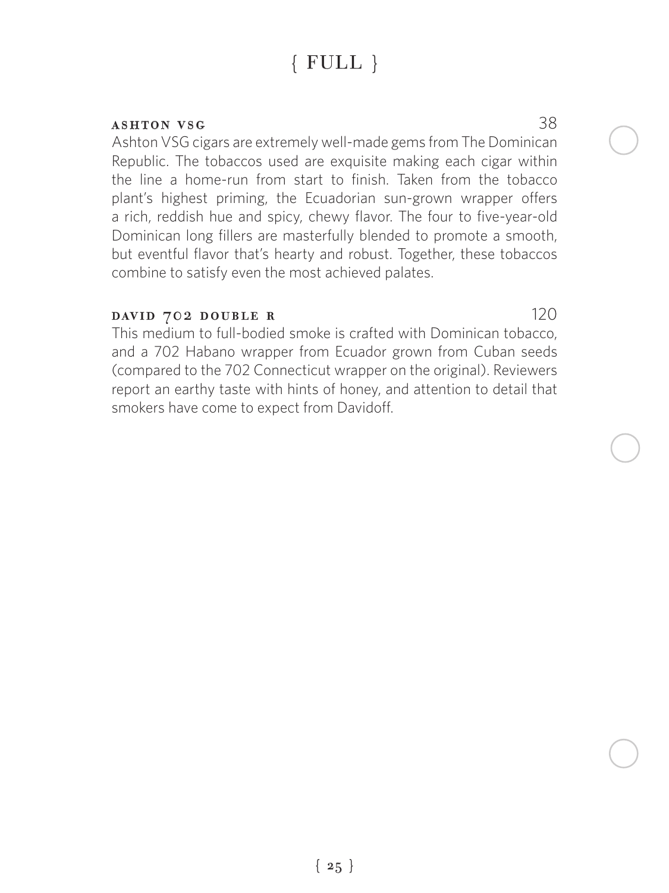# { FULL }

### ASHTON VSG

38

Ashton VSG cigars are extremely well-made gems from The Dominican Republic. The tobaccos used are exquisite making each cigar within the line a home-run from start to finish. Taken from the tobacco plant's highest priming, the Ecuadorian sun-grown wrapper offers a rich, reddish hue and spicy, chewy flavor. The four to five-year-old Dominican long fillers are masterfully blended to promote a smooth, but eventful flavor that's hearty and robust. Together, these tobaccos combine to satisfy even the most achieved palates.

### DAVID 702 DOUBLE R

120

This medium to full-bodied smoke is crafted with Dominican tobacco, and a 702 Habano wrapper from Ecuador grown from Cuban seeds (compared to the 702 Connecticut wrapper on the original). Reviewers report an earthy taste with hints of honey, and attention to detail that smokers have come to expect from Davidoff.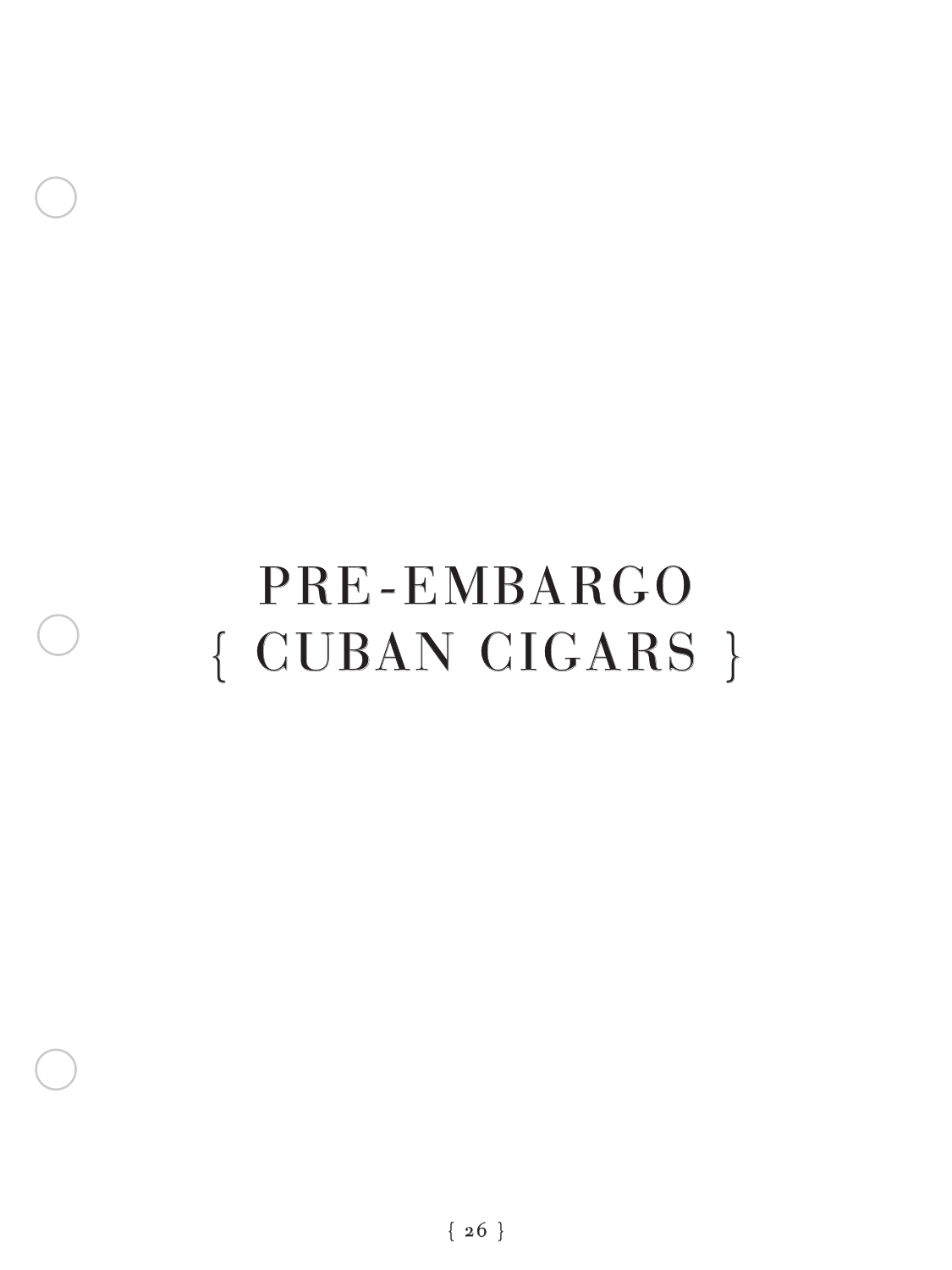# PRE-EMBARGO
# { CUBAN CIGARS }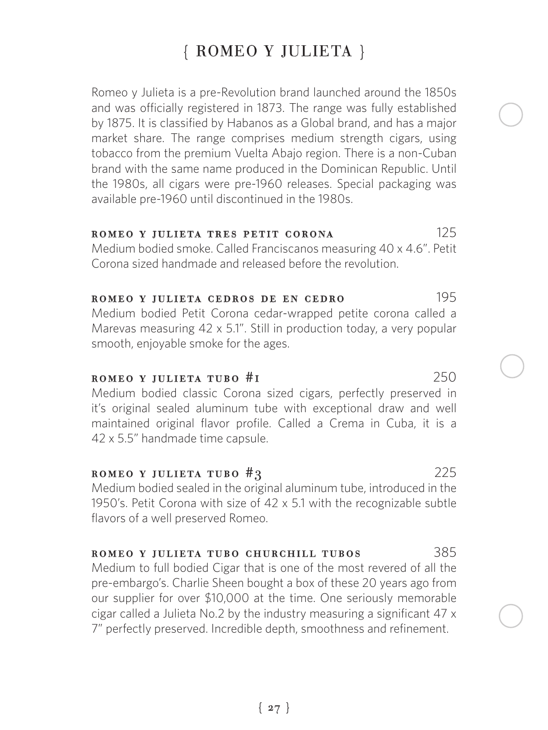# { ROMEO Y JULIETA }

Romeo y Julieta is a pre-Revolution brand launched around the 1850s and was officially registered in 1873. The range was fully established by 1875. It is classified by Habanos as a Global brand, and has a major market share. The range comprises medium strength cigars, using tobacco from the premium Vuelta Abajo region. There is a non-Cuban brand with the same name produced in the Dominican Republic. Until the 1980s, all cigars were pre-1960 releases. Special packaging was available pre-1960 until discontinued in the 1980s.

**ROMEO Y JULIETA TRES PETIT CORONA** 125

Medium bodied smoke. Called Franciscanos measuring 40 x 4.6". Petit Corona sized handmade and released before the revolution.

**ROMEO Y JULIETA CEDROS DE EN CEDRO** 195

Medium bodied Petit Corona cedar-wrapped petite corona called a Marevas measuring 42 x 5.1". Still in production today, a very popular smooth, enjoyable smoke for the ages.

**ROMEO Y JULIETA TUBO #1** 250

Medium bodied classic Corona sized cigars, perfectly preserved in it's original sealed aluminum tube with exceptional draw and well maintained original flavor profile. Called a Crema in Cuba, it is a 42 x 5.5" handmade time capsule.

**ROMEO Y JULIETA TUBO #3** 225

Medium bodied sealed in the original aluminum tube, introduced in the 1950's. Petit Corona with size of 42 x 5.1 with the recognizable subtle flavors of a well preserved Romeo.

**ROMEO Y JULIETA TUBO CHURCHILL TUBOS** 385

Medium to full bodied Cigar that is one of the most revered of all the pre-embargo's. Charlie Sheen bought a box of these 20 years ago from our supplier for over $10,000 at the time. One seriously memorable cigar called a Julieta No.2 by the industry measuring a significant 47 x 7" perfectly preserved. Incredible depth, smoothness and refinement.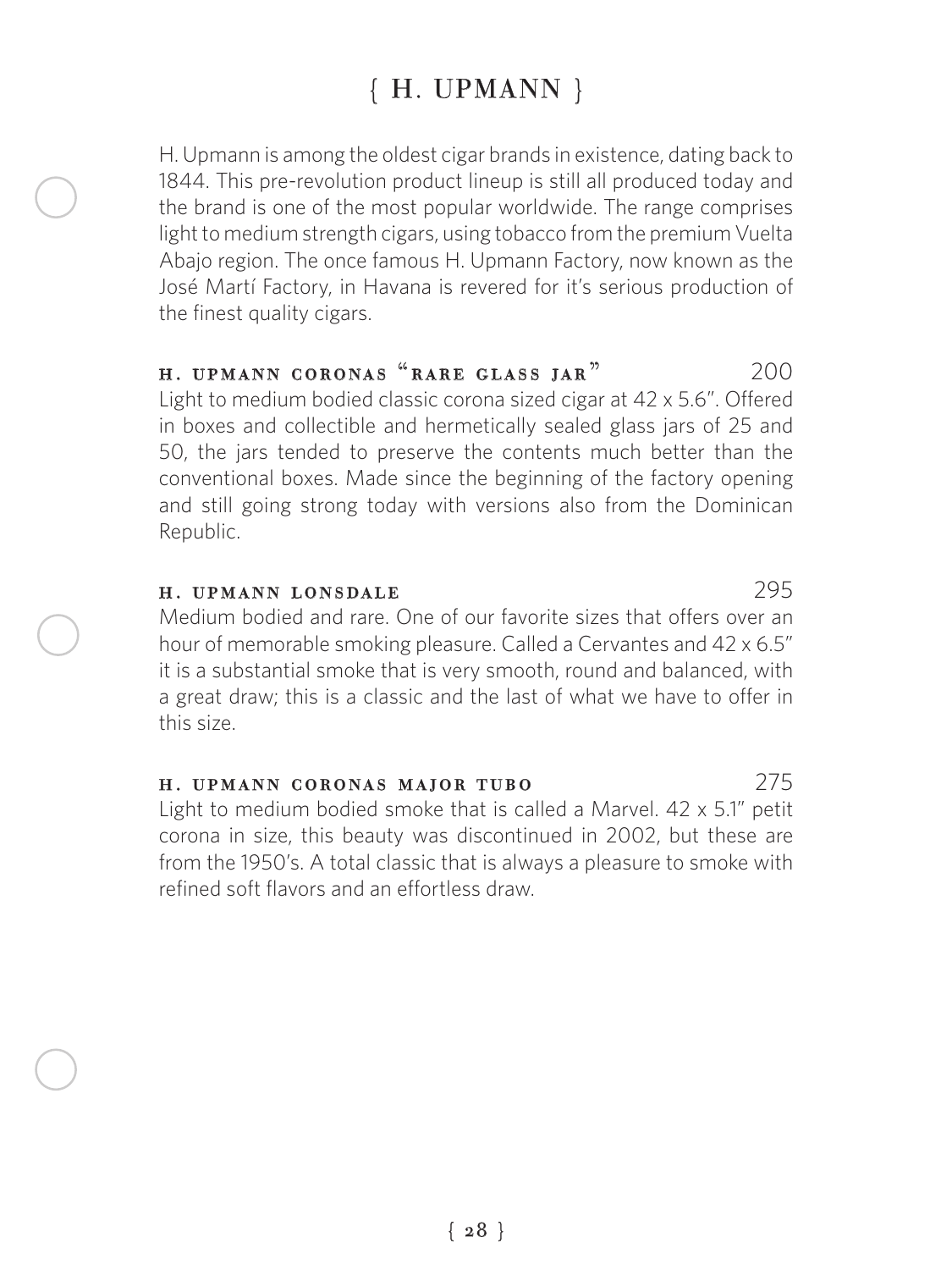# { H. UPMANN }

H. Upmann is among the oldest cigar brands in existence, dating back to 1844. This pre-revolution product lineup is still all produced today and the brand is one of the most popular worldwide. The range comprises light to medium strength cigars, using tobacco from the premium Vuelta Abajo region. The once famous H. Upmann Factory, now known as the José Martí Factory, in Havana is revered for it's serious production of the finest quality cigars.

**H. UPMANN CORONAS "RARE GLASS JAR"** 200

Light to medium bodied classic corona sized cigar at 42 x 5.6". Offered in boxes and collectible and hermetically sealed glass jars of 25 and 50, the jars tended to preserve the contents much better than the conventional boxes. Made since the beginning of the factory opening and still going strong today with versions also from the Dominican Republic.

**H. UPMANN LONSDALE** 295

Medium bodied and rare. One of our favorite sizes that offers over an hour of memorable smoking pleasure. Called a Cervantes and 42 x 6.5" it is a substantial smoke that is very smooth, round and balanced, with a great draw; this is a classic and the last of what we have to offer in this size.

**H. UPMANN CORONAS MAJOR TUBO** 275

Light to medium bodied smoke that is called a Marvel. 42 x 5.1" petit corona in size, this beauty was discontinued in 2002, but these are from the 1950's. A total classic that is always a pleasure to smoke with refined soft flavors and an effortless draw.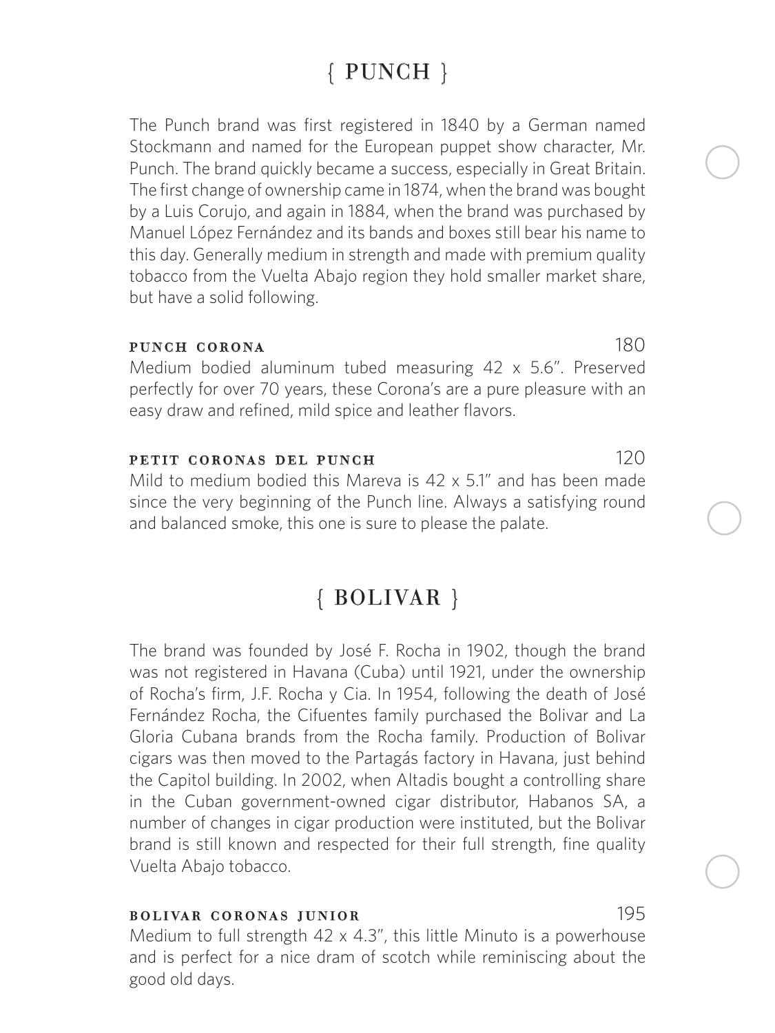# { PUNCH }

The Punch brand was first registered in 1840 by a German named Stockmann and named for the European puppet show character, Mr. Punch. The brand quickly became a success, especially in Great Britain. The first change of ownership came in 1874, when the brand was bought by a Luis Corujo, and again in 1884, when the brand was purchased by Manuel López Fernández and its bands and boxes still bear his name to this day. Generally medium in strength and made with premium quality tobacco from the Vuelta Abajo region they hold smaller market share, but have a solid following.

**PUNCH CORONA** 180

Medium bodied aluminum tubed measuring 42 x 5.6". Preserved perfectly for over 70 years, these Corona's are a pure pleasure with an easy draw and refined, mild spice and leather flavors.

**PETIT CORONAS DEL PUNCH** 120

Mild to medium bodied this Mareva is 42 x 5.1" and has been made since the very beginning of the Punch line. Always a satisfying round and balanced smoke, this one is sure to please the palate.

# { BOLIVAR }

The brand was founded by José F. Rocha in 1902, though the brand was not registered in Havana (Cuba) until 1921, under the ownership of Rocha's firm, J.F. Rocha y Cia. In 1954, following the death of José Fernández Rocha, the Cifuentes family purchased the Bolivar and La Gloria Cubana brands from the Rocha family. Production of Bolivar cigars was then moved to the Partagás factory in Havana, just behind the Capitol building. In 2002, when Altadis bought a controlling share in the Cuban government-owned cigar distributor, Habanos SA, a number of changes in cigar production were instituted, but the Bolivar brand is still known and respected for their full strength, fine quality Vuelta Abajo tobacco.

**BOLIVAR CORONAS JUNIOR** 195

Medium to full strength 42 x 4.3", this little Minuto is a powerhouse and is perfect for a nice dram of scotch while reminiscing about the good old days.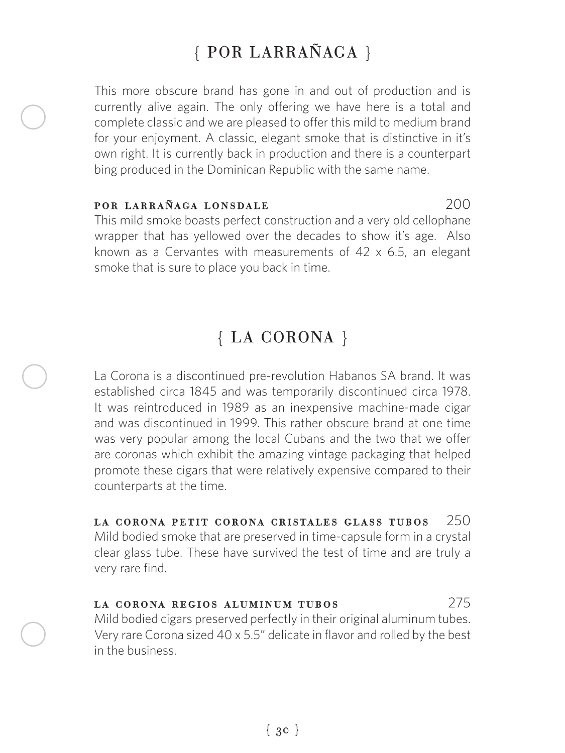## { POR LARRAÑAGA }

This more obscure brand has gone in and out of production and is currently alive again. The only offering we have here is a total and complete classic and we are pleased to offer this mild to medium brand for your enjoyment. A classic, elegant smoke that is distinctive in it's own right. It is currently back in production and there is a counterpart bing produced in the Dominican Republic with the same name.

**POR LARRAÑAGA LONSDALE** 200

This mild smoke boasts perfect construction and a very old cellophane wrapper that has yellowed over the decades to show it's age. Also known as a Cervantes with measurements of 42 x 6.5, an elegant smoke that is sure to place you back in time.

## { LA CORONA }

La Corona is a discontinued pre-revolution Habanos SA brand. It was established circa 1845 and was temporarily discontinued circa 1978. It was reintroduced in 1989 as an inexpensive machine-made cigar and was discontinued in 1999. This rather obscure brand at one time was very popular among the local Cubans and the two that we offer are coronas which exhibit the amazing vintage packaging that helped promote these cigars that were relatively expensive compared to their counterparts at the time.

**LA CORONA PETIT CORONA CRISTALES GLASS TUBOS** 250

Mild bodied smoke that are preserved in time-capsule form in a crystal clear glass tube. These have survived the test of time and are truly a very rare find.

**LA CORONA REGIOS ALUMINUM TUBOS** 275

Mild bodied cigars preserved perfectly in their original aluminum tubes. Very rare Corona sized 40 x 5.5" delicate in flavor and rolled by the best in the business.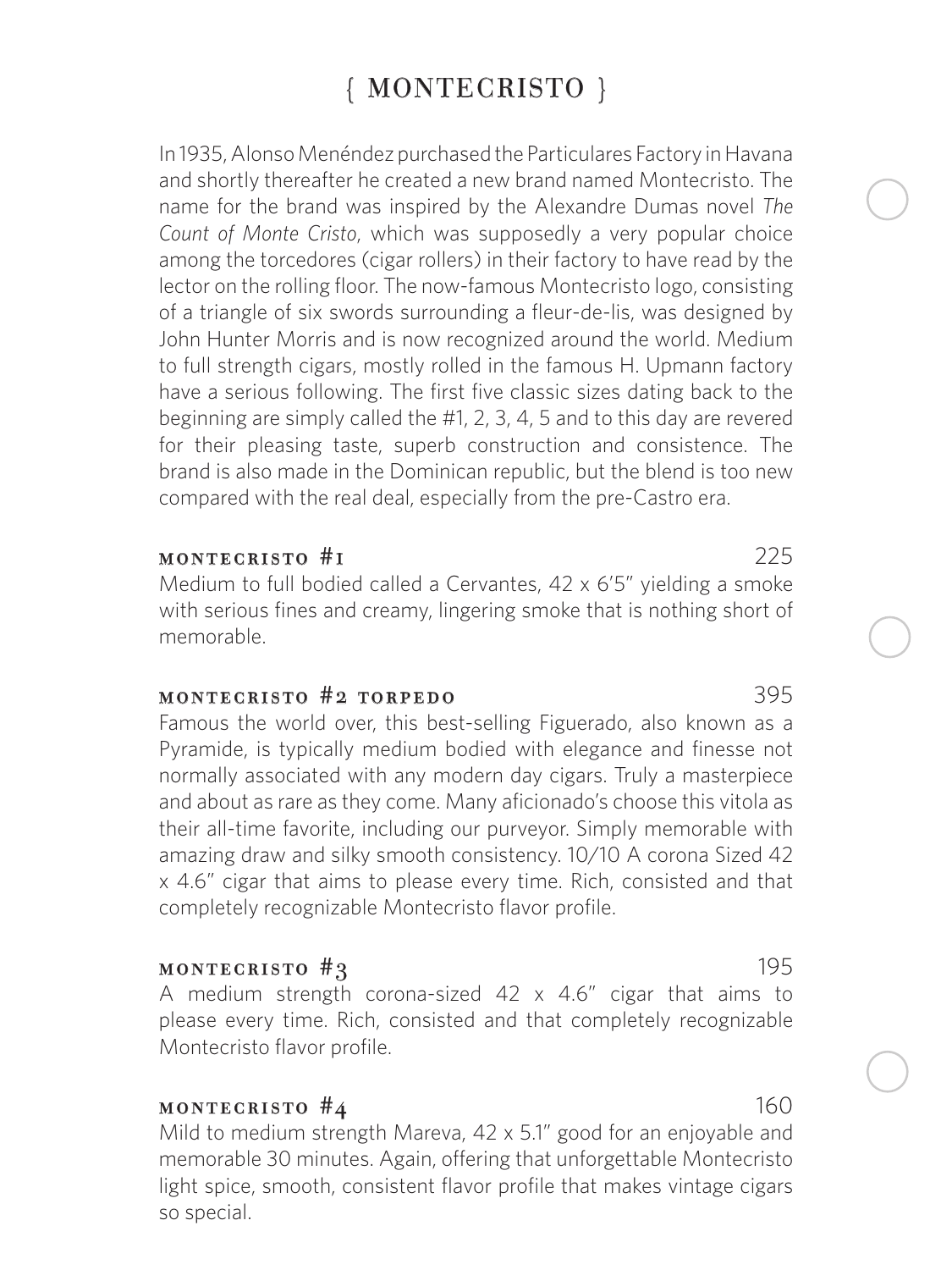# { MONTECRISTO }

In 1935, Alonso Menéndez purchased the Particulares Factory in Havana and shortly thereafter he created a new brand named Montecristo. The name for the brand was inspired by the Alexandre Dumas novel *The Count of Monte Cristo*, which was supposedly a very popular choice among the torcedores (cigar rollers) in their factory to have read by the lector on the rolling floor. The now-famous Montecristo logo, consisting of a triangle of six swords surrounding a fleur-de-lis, was designed by John Hunter Morris and is now recognized around the world. Medium to full strength cigars, mostly rolled in the famous H. Upmann factory have a serious following. The first five classic sizes dating back to the beginning are simply called the #1, 2, 3, 4, 5 and to this day are revered for their pleasing taste, superb construction and consistence. The brand is also made in the Dominican republic, but the blend is too new compared with the real deal, especially from the pre-Castro era.

### MONTECRISTO #1 — 225

Medium to full bodied called a Cervantes, 42 x 6'5" yielding a smoke with serious fines and creamy, lingering smoke that is nothing short of memorable.

### MONTECRISTO #2 TORPEDO — 395

Famous the world over, this best-selling Figuerado, also known as a Pyramide, is typically medium bodied with elegance and finesse not normally associated with any modern day cigars. Truly a masterpiece and about as rare as they come. Many aficionado's choose this vitola as their all-time favorite, including our purveyor. Simply memorable with amazing draw and silky smooth consistency. 10/10 A corona Sized 42 x 4.6" cigar that aims to please every time. Rich, consisted and that completely recognizable Montecristo flavor profile.

### MONTECRISTO #3 — 195

A medium strength corona-sized 42 x 4.6" cigar that aims to please every time. Rich, consisted and that completely recognizable Montecristo flavor profile.

### MONTECRISTO #4 — 160

Mild to medium strength Mareva, 42 x 5.1" good for an enjoyable and memorable 30 minutes. Again, offering that unforgettable Montecristo light spice, smooth, consistent flavor profile that makes vintage cigars so special.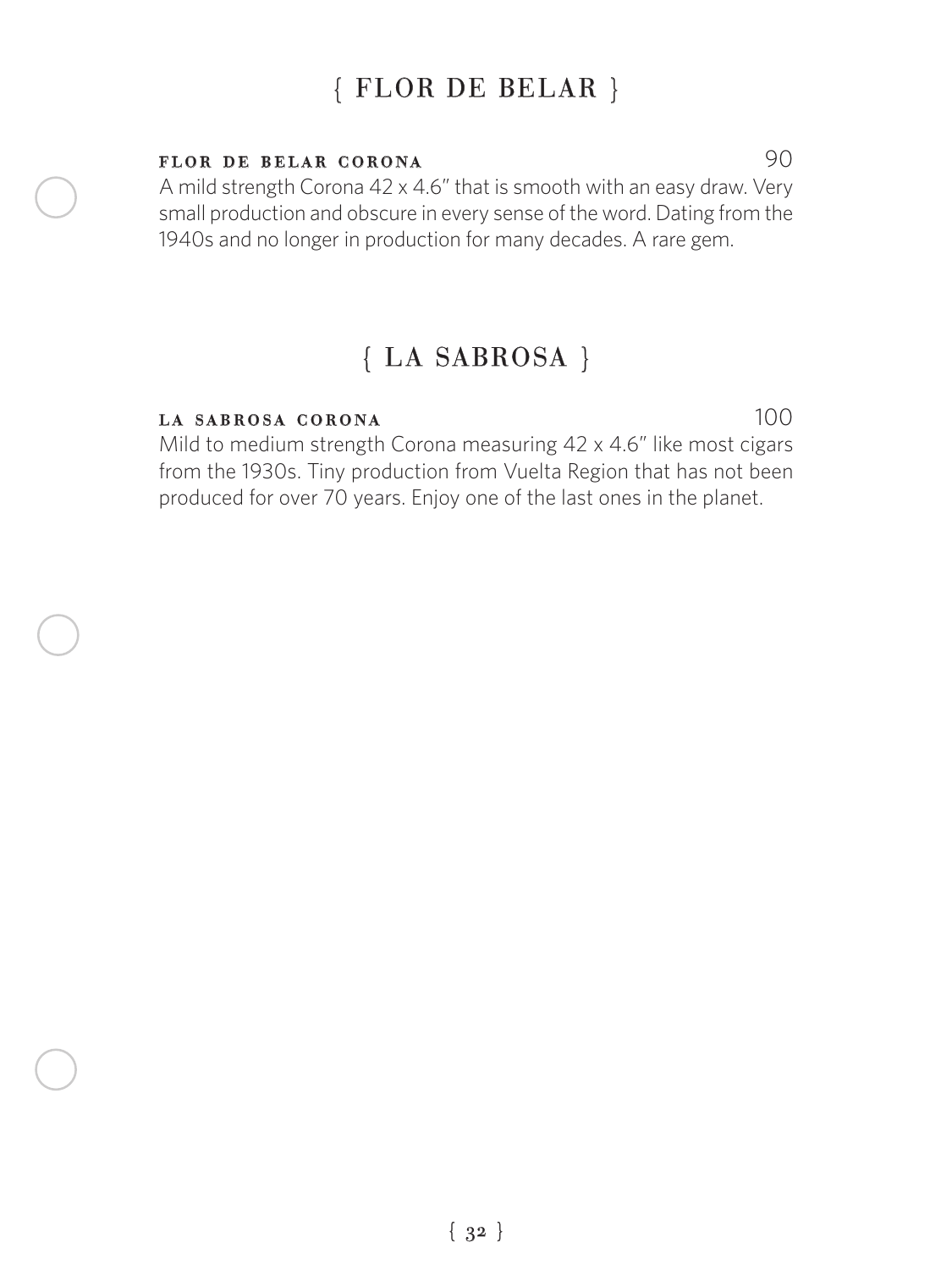## { FLOR DE BELAR }

**FLOR DE BELAR CORONA** 90

A mild strength Corona 42 x 4.6" that is smooth with an easy draw. Very small production and obscure in every sense of the word. Dating from the 1940s and no longer in production for many decades. A rare gem.

## { LA SABROSA }

**LA SABROSA CORONA** 100

Mild to medium strength Corona measuring 42 x 4.6" like most cigars from the 1930s. Tiny production from Vuelta Region that has not been produced for over 70 years. Enjoy one of the last ones in the planet.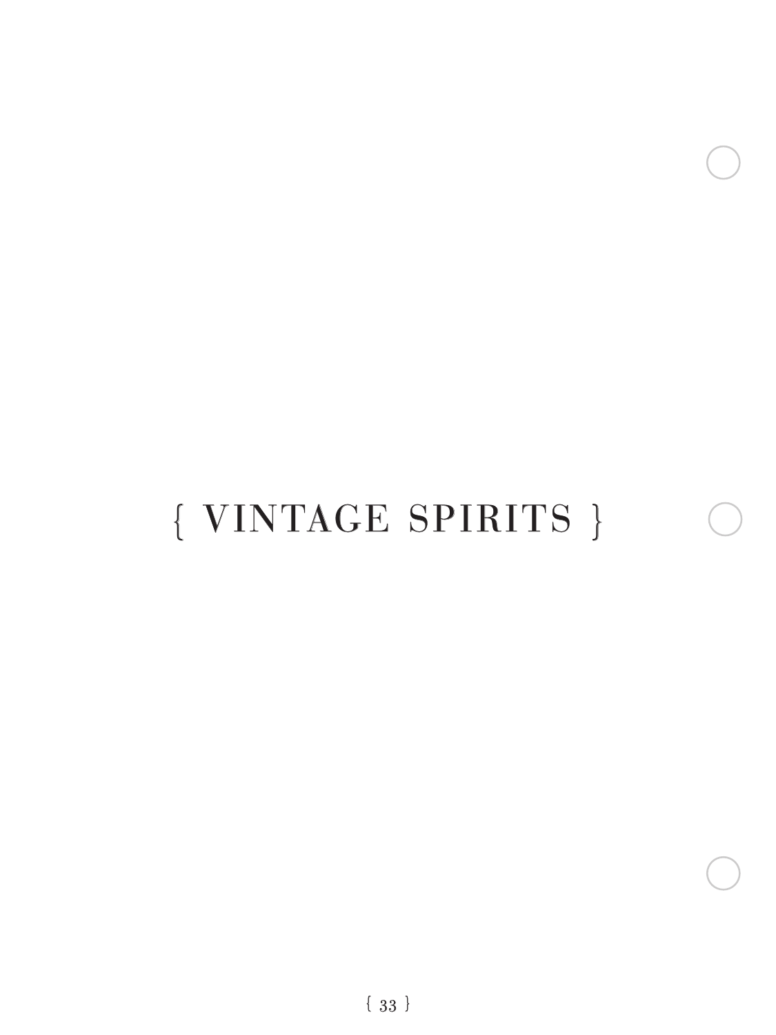# { VINTAGE SPIRITS }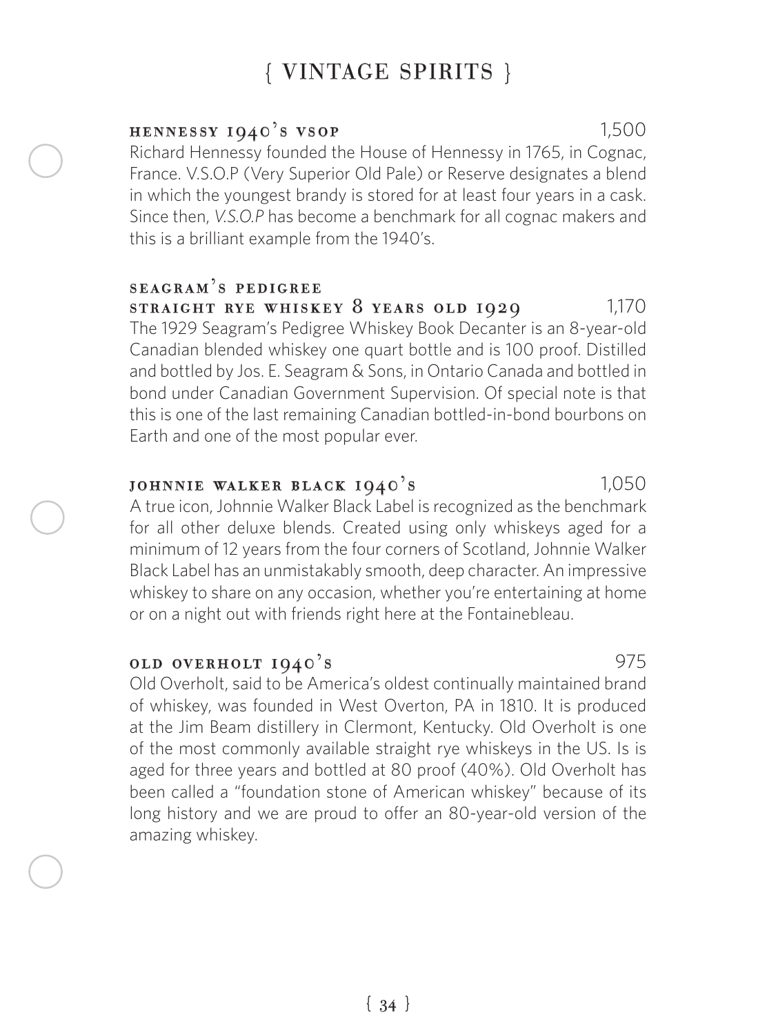# { VINTAGE SPIRITS }

### HENNESSY 1940'S VSOP — 1,500

Richard Hennessy founded the House of Hennessy in 1765, in Cognac, France. V.S.O.P (Very Superior Old Pale) or Reserve designates a blend in which the youngest brandy is stored for at least four years in a cask. Since then, *V.S.O.P* has become a benchmark for all cognac makers and this is a brilliant example from the 1940's.

### SEAGRAM'S PEDIGREE STRAIGHT RYE WHISKEY 8 YEARS OLD 1929 — 1,170

The 1929 Seagram's Pedigree Whiskey Book Decanter is an 8-year-old Canadian blended whiskey one quart bottle and is 100 proof. Distilled and bottled by Jos. E. Seagram & Sons, in Ontario Canada and bottled in bond under Canadian Government Supervision. Of special note is that this is one of the last remaining Canadian bottled-in-bond bourbons on Earth and one of the most popular ever.

### JOHNNIE WALKER BLACK 1940'S — 1,050

A true icon, Johnnie Walker Black Label is recognized as the benchmark for all other deluxe blends. Created using only whiskeys aged for a minimum of 12 years from the four corners of Scotland, Johnnie Walker Black Label has an unmistakably smooth, deep character. An impressive whiskey to share on any occasion, whether you're entertaining at home or on a night out with friends right here at the Fontainebleau.

### OLD OVERHOLT 1940'S — 975

Old Overholt, said to be America's oldest continually maintained brand of whiskey, was founded in West Overton, PA in 1810. It is produced at the Jim Beam distillery in Clermont, Kentucky. Old Overholt is one of the most commonly available straight rye whiskeys in the US. Is is aged for three years and bottled at 80 proof (40%). Old Overholt has been called a "foundation stone of American whiskey" because of its long history and we are proud to offer an 80-year-old version of the amazing whiskey.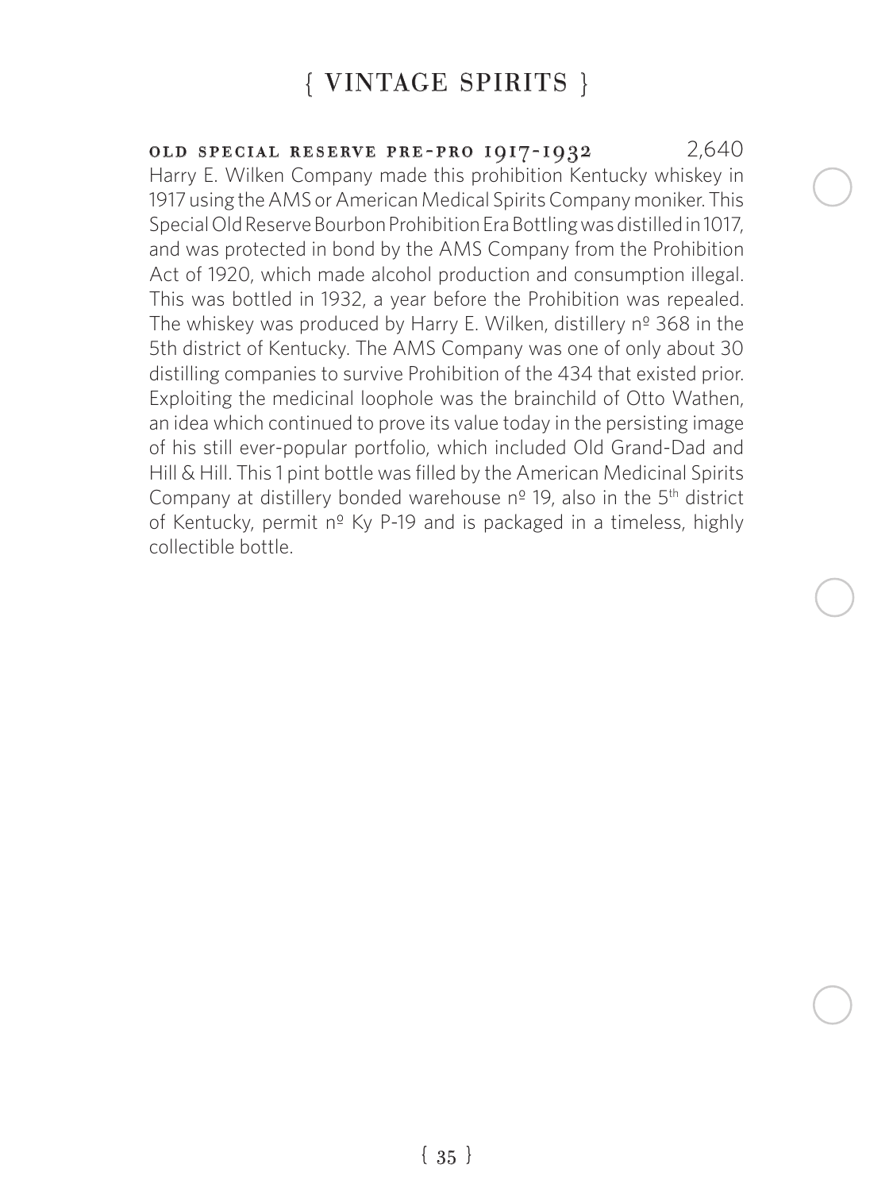# { VINTAGE SPIRITS }

**OLD SPECIAL RESERVE PRE-PRO 1917-1932** 2,640

Harry E. Wilken Company made this prohibition Kentucky whiskey in 1917 using the AMS or American Medical Spirits Company moniker. This Special Old Reserve Bourbon Prohibition Era Bottling was distilled in 1017, and was protected in bond by the AMS Company from the Prohibition Act of 1920, which made alcohol production and consumption illegal. This was bottled in 1932, a year before the Prohibition was repealed. The whiskey was produced by Harry E. Wilken, distillery nº 368 in the 5th district of Kentucky. The AMS Company was one of only about 30 distilling companies to survive Prohibition of the 434 that existed prior. Exploiting the medicinal loophole was the brainchild of Otto Wathen, an idea which continued to prove its value today in the persisting image of his still ever-popular portfolio, which included Old Grand-Dad and Hill & Hill. This 1 pint bottle was filled by the American Medicinal Spirits Company at distillery bonded warehouse nº 19, also in the 5th district of Kentucky, permit nº Ky P-19 and is packaged in a timeless, highly collectible bottle.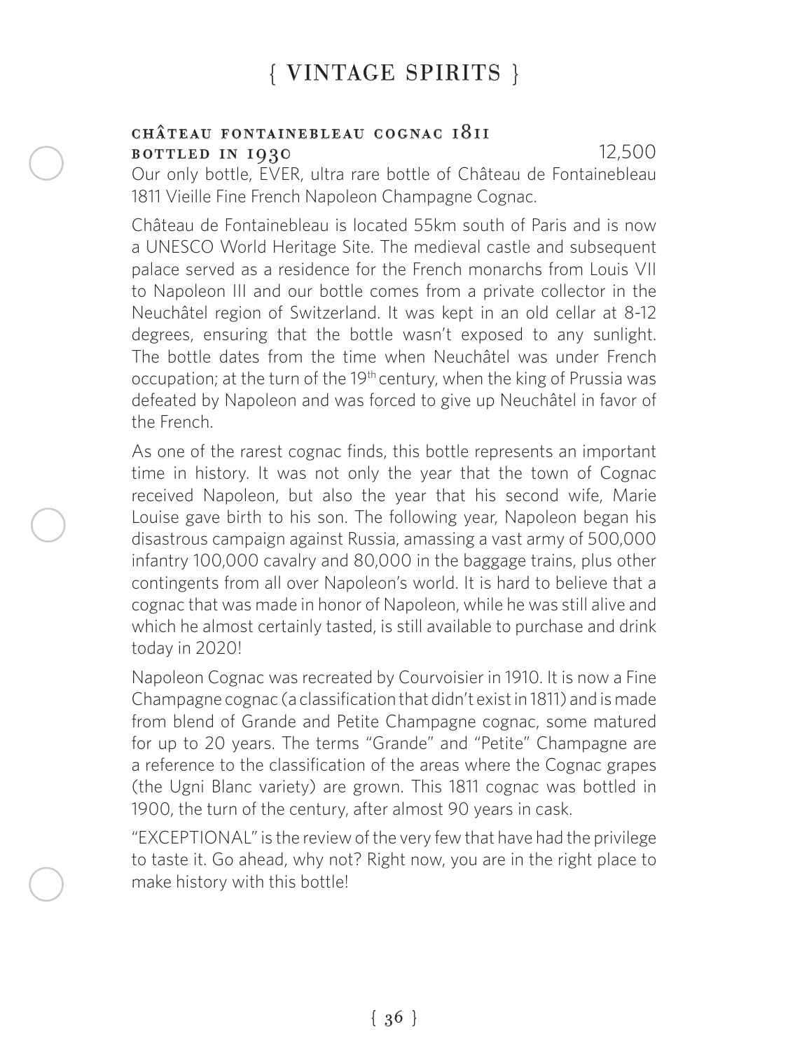# { VINTAGE SPIRITS }

**CHÂTEAU FONTAINEBLEAU COGNAC 1811**
**BOTTLED IN 1930** 12,500

Our only bottle, EVER, ultra rare bottle of Château de Fontainebleau 1811 Vieille Fine French Napoleon Champagne Cognac.

Château de Fontainebleau is located 55km south of Paris and is now a UNESCO World Heritage Site. The medieval castle and subsequent palace served as a residence for the French monarchs from Louis VII to Napoleon III and our bottle comes from a private collector in the Neuchâtel region of Switzerland. It was kept in an old cellar at 8-12 degrees, ensuring that the bottle wasn't exposed to any sunlight. The bottle dates from the time when Neuchâtel was under French occupation; at the turn of the 19th century, when the king of Prussia was defeated by Napoleon and was forced to give up Neuchâtel in favor of the French.

As one of the rarest cognac finds, this bottle represents an important time in history. It was not only the year that the town of Cognac received Napoleon, but also the year that his second wife, Marie Louise gave birth to his son. The following year, Napoleon began his disastrous campaign against Russia, amassing a vast army of 500,000 infantry 100,000 cavalry and 80,000 in the baggage trains, plus other contingents from all over Napoleon's world. It is hard to believe that a cognac that was made in honor of Napoleon, while he was still alive and which he almost certainly tasted, is still available to purchase and drink today in 2020!

Napoleon Cognac was recreated by Courvoisier in 1910. It is now a Fine Champagne cognac (a classification that didn't exist in 1811) and is made from blend of Grande and Petite Champagne cognac, some matured for up to 20 years. The terms "Grande" and "Petite" Champagne are a reference to the classification of the areas where the Cognac grapes (the Ugni Blanc variety) are grown. This 1811 cognac was bottled in 1900, the turn of the century, after almost 90 years in cask.

"EXCEPTIONAL" is the review of the very few that have had the privilege to taste it. Go ahead, why not? Right now, you are in the right place to make history with this bottle!